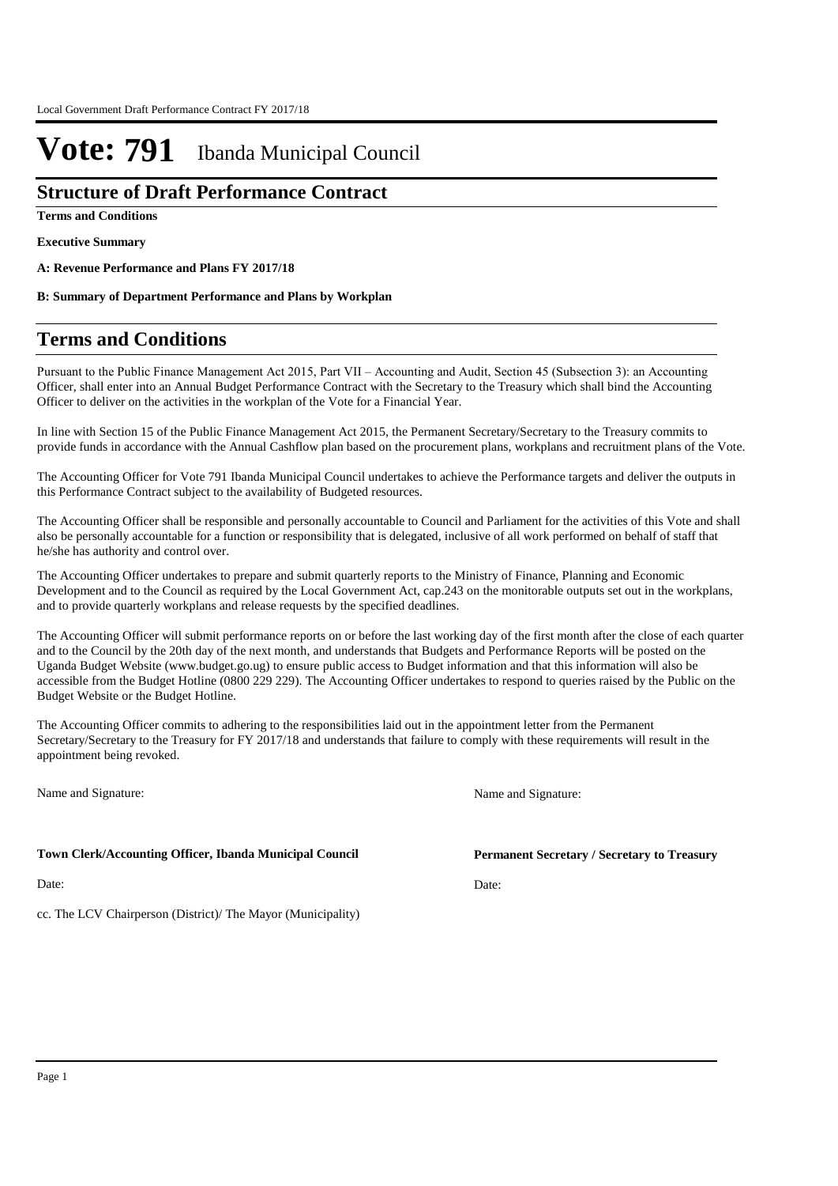# Vote: 791 Ibanda Municipal Council

## Structure of Draft Performance Contract

**Terms and Conditions**

**Executive Summary**

**A: Revenue Performance and Plans FY 2017/18**

**B: Summary of Department Performance and Plans by Workplan**

## Terms and Conditions

Pursuant to the Public Finance Management Act 2015, Part VII – Accounting and Audit, Section 45 (Subsection 3): an Accounting Officer, shall enter into an Annual Budget Performance Contract with the Secretary to the Treasury which shall bind the Accounting Officer to deliver on the activities in the workplan of the Vote for a Financial Year.

In line with Section 15 of the Public Finance Management Act 2015, the Permanent Secretary/Secretary to the Treasury commits to provide funds in accordance with the Annual Cashflow plan based on the procurement plans, workplans and recruitment plans of the Vote.

The Accounting Officer for Vote 791 Ibanda Municipal Council undertakes to achieve the Performance targets and deliver the outputs in this Performance Contract subject to the availability of Budgeted resources.

The Accounting Officer shall be responsible and personally accountable to Council and Parliament for the activities of this Vote and shall also be personally accountable for a function or responsibility that is delegated, inclusive of all work performed on behalf of staff that he/she has authority and control over.

The Accounting Officer undertakes to prepare and submit quarterly reports to the Ministry of Finance, Planning and Economic Development and to the Council as required by the Local Government Act, cap.243 on the monitorable outputs set out in the workplans, and to provide quarterly workplans and release requests by the specified deadlines.

The Accounting Officer will submit performance reports on or before the last working day of the first month after the close of each quarter and to the Council by the 20th day of the next month, and understands that Budgets and Performance Reports will be posted on the Uganda Budget Website (www.budget.go.ug) to ensure public access to Budget information and that this information will also be accessible from the Budget Hotline (0800 229 229). The Accounting Officer undertakes to respond to queries raised by the Public on the Budget Website or the Budget Hotline.

The Accounting Officer commits to adhering to the responsibilities laid out in the appointment letter from the Permanent Secretary/Secretary to the Treasury for FY 2017/18 and understands that failure to comply with these requirements will result in the appointment being revoked.

Name and Signature:

**Town Clerk/Accounting Officer, Ibanda Municipal Council**

Date:

Name and Signature:

**Permanent Secretary / Secretary to Treasury**

Date:

cc. The LCV Chairperson (District)/ The Mayor (Municipality)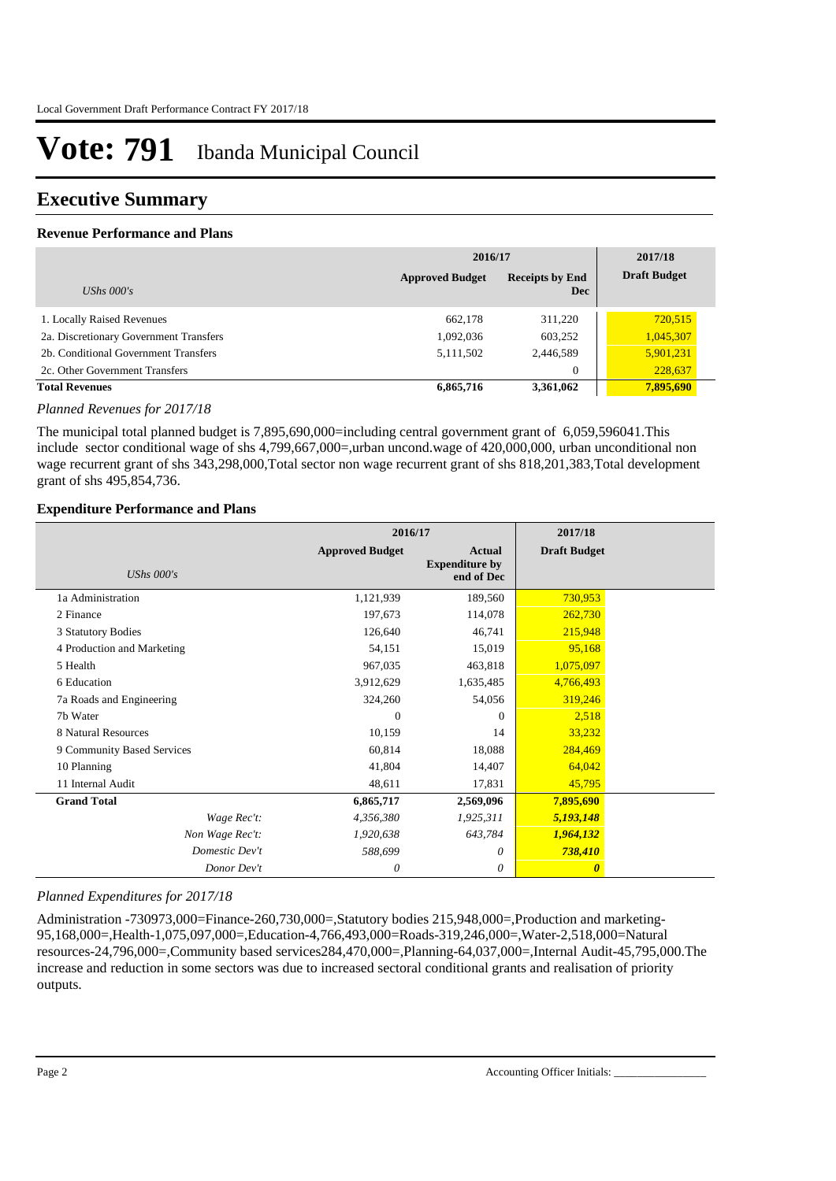# Vote: 791 Ibanda Municipal Council

## Executive Summary

### Revenue Performance and Plans

| UShs 000's | 2016/17 Approved Budget | 2016/17 Receipts by End Dec | 2017/18 Draft Budget |
|---|---|---|---|
| 1. Locally Raised Revenues | 662,178 | 311,220 | 720,515 |
| 2a. Discretionary Government Transfers | 1,092,036 | 603,252 | 1,045,307 |
| 2b. Conditional Government Transfers | 5,111,502 | 2,446,589 | 5,901,231 |
| 2c. Other Government Transfers | | 0 | 228,637 |
| **Total Revenues** | **6,865,716** | **3,361,062** | **7,895,690** |

*Planned Revenues for 2017/18*

The municipal total planned budget is 7,895,690,000=including central government grant of 6,059,596041.This include sector conditional wage of shs 4,799,667,000=,urban uncond.wage of 420,000,000, urban unconditional non wage recurrent grant of shs 343,298,000,Total sector non wage recurrent grant of shs 818,201,383,Total development grant of shs 495,854,736.

### Expenditure Performance and Plans

| UShs 000's | 2016/17 Approved Budget | 2016/17 Actual Expenditure by end of Dec | 2017/18 Draft Budget |
|---|---|---|---|
| 1a Administration | 1,121,939 | 189,560 | 730,953 |
| 2 Finance | 197,673 | 114,078 | 262,730 |
| 3 Statutory Bodies | 126,640 | 46,741 | 215,948 |
| 4 Production and Marketing | 54,151 | 15,019 | 95,168 |
| 5 Health | 967,035 | 463,818 | 1,075,097 |
| 6 Education | 3,912,629 | 1,635,485 | 4,766,493 |
| 7a Roads and Engineering | 324,260 | 54,056 | 319,246 |
| 7b Water | 0 | 0 | 2,518 |
| 8 Natural Resources | 10,159 | 14 | 33,232 |
| 9 Community Based Services | 60,814 | 18,088 | 284,469 |
| 10 Planning | 41,804 | 14,407 | 64,042 |
| 11 Internal Audit | 48,611 | 17,831 | 45,795 |
| **Grand Total** | **6,865,717** | **2,569,096** | **7,895,690** |
| *Wage Rec't:* | *4,356,380* | *1,925,311* | ***5,193,148*** |
| *Non Wage Rec't:* | *1,920,638* | *643,784* | ***1,964,132*** |
| *Domestic Dev't* | *588,699* | *0* | ***738,410*** |
| *Donor Dev't* | *0* | *0* | ***0*** |

*Planned Expenditures for 2017/18*

Administration -730973,000=Finance-260,730,000=,Statutory bodies 215,948,000=,Production and marketing-95,168,000=,Health-1,075,097,000=,Education-4,766,493,000=Roads-319,246,000=,Water-2,518,000=Natural resources-24,796,000=,Community based services284,470,000=,Planning-64,037,000=,Internal Audit-45,795,000.The increase and reduction in some sectors was due to increased sectoral conditional grants and realisation of priority outputs.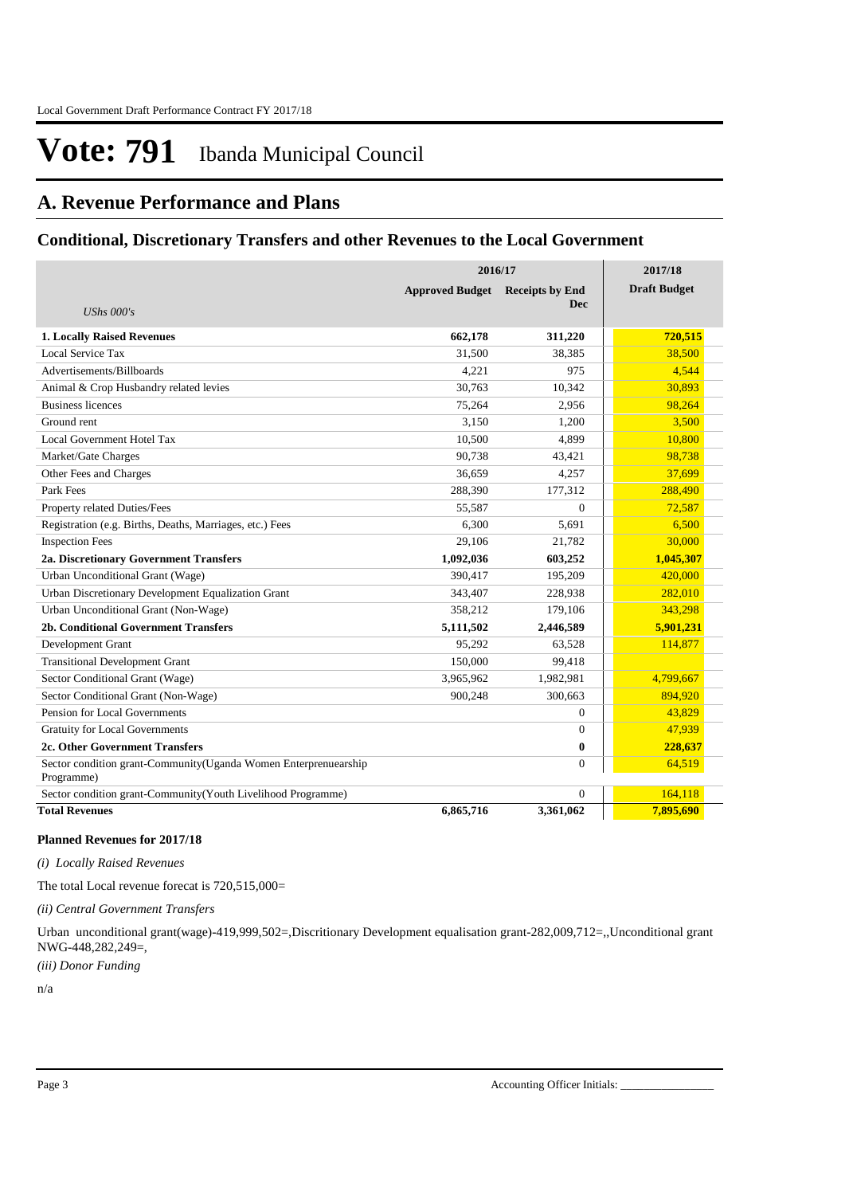# Vote: 791 Ibanda Municipal Council

## A. Revenue Performance and Plans

### Conditional, Discretionary Transfers and other Revenues to the Local Government

| *UShs 000's* | 2016/17 Approved Budget | 2016/17 Receipts by End Dec | 2017/18 Draft Budget |
|---|---|---|---|
| **1. Locally Raised Revenues** | **662,178** | **311,220** | **720,515** |
| Local Service Tax | 31,500 | 38,385 | 38,500 |
| Advertisements/Billboards | 4,221 | 975 | 4,544 |
| Animal & Crop Husbandry related levies | 30,763 | 10,342 | 30,893 |
| Business licences | 75,264 | 2,956 | 98,264 |
| Ground rent | 3,150 | 1,200 | 3,500 |
| Local Government Hotel Tax | 10,500 | 4,899 | 10,800 |
| Market/Gate Charges | 90,738 | 43,421 | 98,738 |
| Other Fees and Charges | 36,659 | 4,257 | 37,699 |
| Park Fees | 288,390 | 177,312 | 288,490 |
| Property related Duties/Fees | 55,587 | 0 | 72,587 |
| Registration (e.g. Births, Deaths, Marriages, etc.) Fees | 6,300 | 5,691 | 6,500 |
| Inspection Fees | 29,106 | 21,782 | 30,000 |
| **2a. Discretionary Government Transfers** | **1,092,036** | **603,252** | **1,045,307** |
| Urban Unconditional Grant (Wage) | 390,417 | 195,209 | 420,000 |
| Urban Discretionary Development Equalization Grant | 343,407 | 228,938 | 282,010 |
| Urban Unconditional Grant (Non-Wage) | 358,212 | 179,106 | 343,298 |
| **2b. Conditional Government Transfers** | **5,111,502** | **2,446,589** | **5,901,231** |
| Development Grant | 95,292 | 63,528 | 114,877 |
| Transitional Development Grant | 150,000 | 99,418 | |
| Sector Conditional Grant (Wage) | 3,965,962 | 1,982,981 | 4,799,667 |
| Sector Conditional Grant (Non-Wage) | 900,248 | 300,663 | 894,920 |
| Pension for Local Governments | | 0 | 43,829 |
| Gratuity for Local Governments | | 0 | 47,939 |
| **2c. Other Government Transfers** | | **0** | **228,637** |
| Sector condition grant-Community(Uganda Women Enterprenuearship Programme) | | 0 | 64,519 |
| Sector condition grant-Community(Youth Livelihood Programme) | | 0 | 164,118 |
| **Total Revenues** | **6,865,716** | **3,361,062** | **7,895,690** |

**Planned Revenues for 2017/18**

*(i) Locally Raised Revenues*

The total Local revenue forecat is 720,515,000=

*(ii) Central Government Transfers*

Urban unconditional grant(wage)-419,999,502=,Discritionary Development equalisation grant-282,009,712=,,Unconditional grant NWG-448,282,249=,

*(iii) Donor Funding*

n/a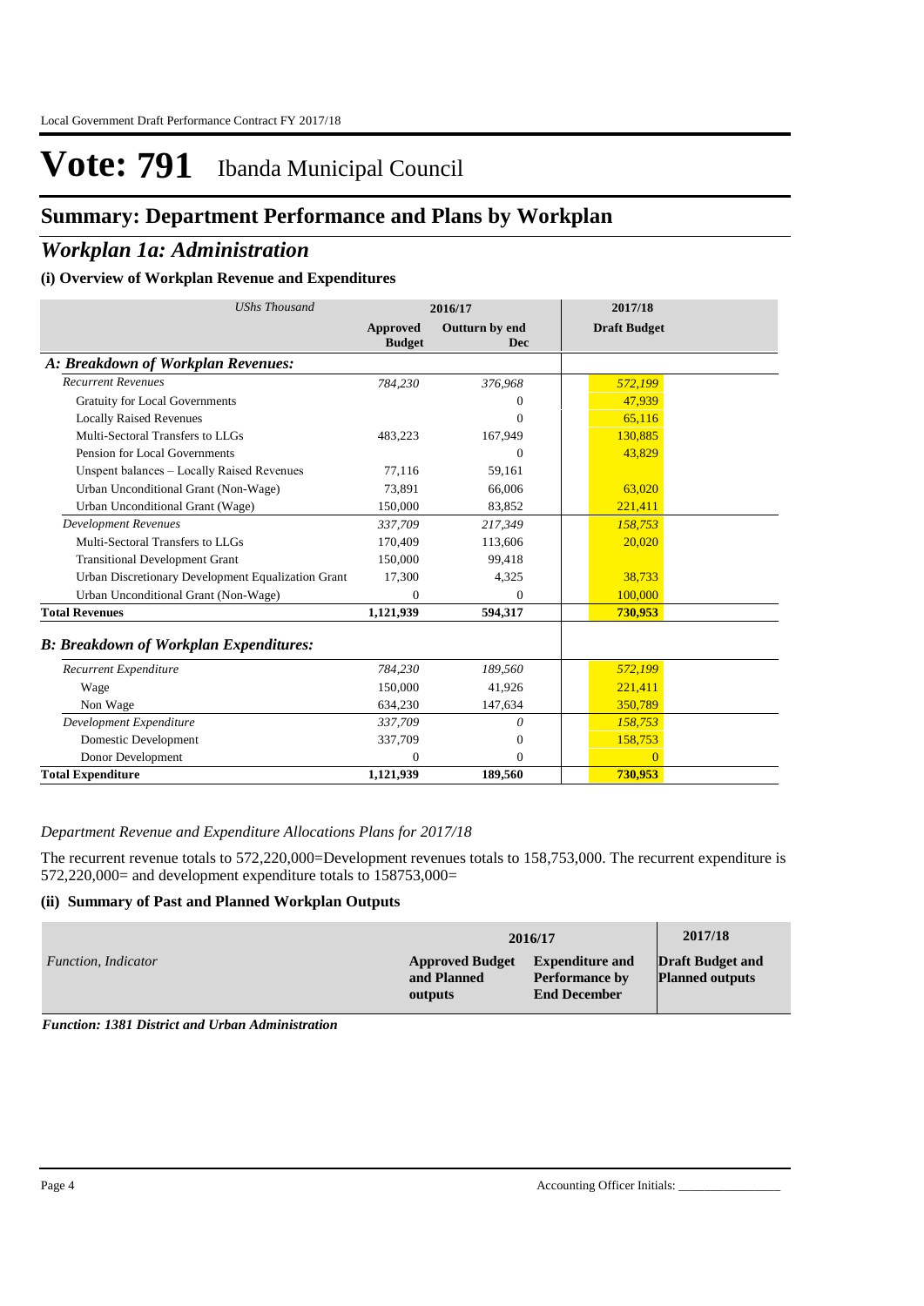# Vote: 791 Ibanda Municipal Council

## Summary: Department Performance and Plans by Workplan

## *Workplan 1a: Administration*

### (i) Overview of Workplan Revenue and Expenditures

| *UShs Thousand* | 2016/17 | | 2017/18 |
|---|---|---|---|
| | **Approved Budget** | **Outturn by end Dec** | **Draft Budget** |
| ***A: Breakdown of Workplan Revenues:*** | | | |
| *Recurrent Revenues* | *784,230* | *376,968* | *572,199* |
| Gratuity for Local Governments | | 0 | 47,939 |
| Locally Raised Revenues | | 0 | 65,116 |
| Multi-Sectoral Transfers to LLGs | 483,223 | 167,949 | 130,885 |
| Pension for Local Governments | | 0 | 43,829 |
| Unspent balances – Locally Raised Revenues | 77,116 | 59,161 | |
| Urban Unconditional Grant (Non-Wage) | 73,891 | 66,006 | 63,020 |
| Urban Unconditional Grant (Wage) | 150,000 | 83,852 | 221,411 |
| *Development Revenues* | *337,709* | *217,349* | *158,753* |
| Multi-Sectoral Transfers to LLGs | 170,409 | 113,606 | 20,020 |
| Transitional Development Grant | 150,000 | 99,418 | |
| Urban Discretionary Development Equalization Grant | 17,300 | 4,325 | 38,733 |
| Urban Unconditional Grant (Non-Wage) | 0 | 0 | 100,000 |
| **Total Revenues** | **1,121,939** | **594,317** | **730,953** |
| ***B: Breakdown of Workplan Expenditures:*** | | | |
| *Recurrent Expenditure* | *784,230* | *189,560* | *572,199* |
| Wage | 150,000 | 41,926 | 221,411 |
| Non Wage | 634,230 | 147,634 | 350,789 |
| *Development Expenditure* | *337,709* | *0* | *158,753* |
| Domestic Development | 337,709 | 0 | 158,753 |
| Donor Development | 0 | 0 | 0 |
| **Total Expenditure** | **1,121,939** | **189,560** | **730,953** |

*Department Revenue and Expenditure Allocations Plans for 2017/18*

The recurrent revenue totals to 572,220,000=Development revenues totals to 158,753,000. The recurrent expenditure is 572,220,000= and development expenditure totals to 158753,000=

### (ii) Summary of Past and Planned Workplan Outputs

| | 2016/17 | | 2017/18 |
|---|---|---|---|
| *Function, Indicator* | **Approved Budget and Planned outputs** | **Expenditure and Performance by End December** | **Draft Budget and Planned outputs** |

***Function: 1381 District and Urban Administration***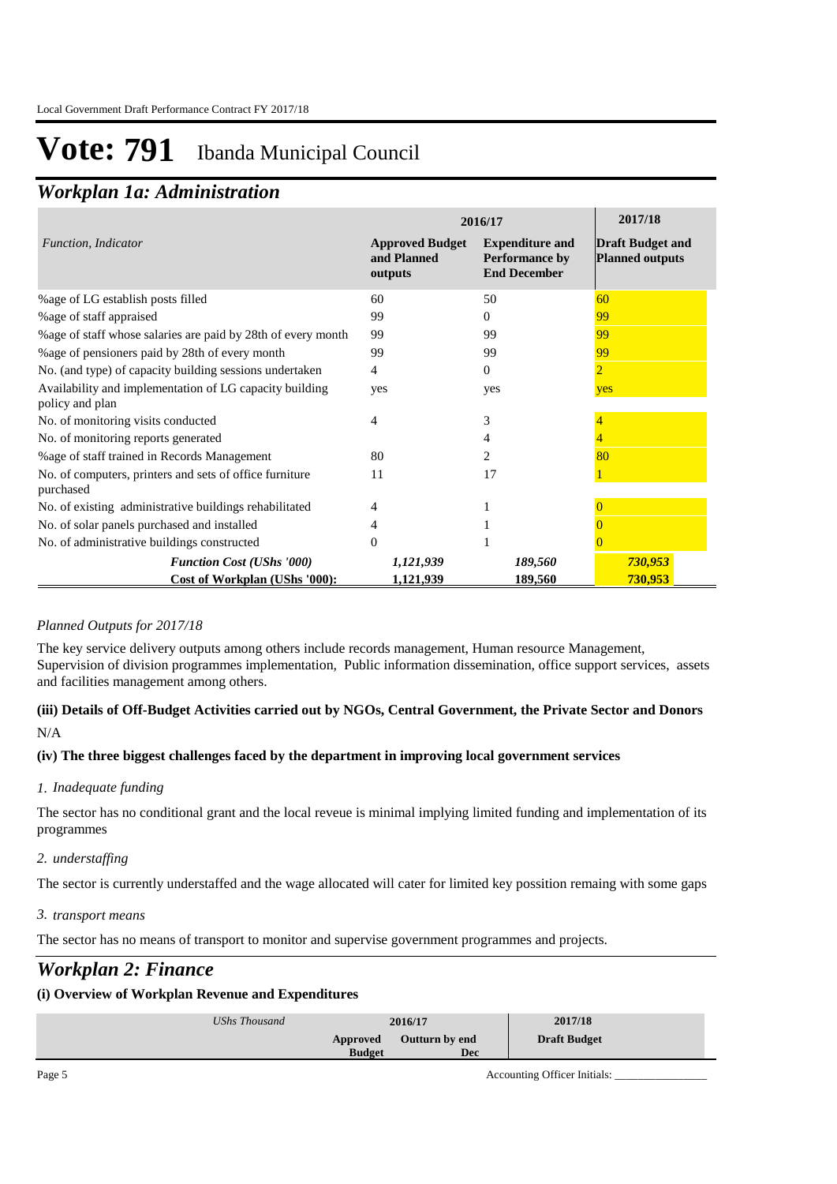# Vote: 791 Ibanda Municipal Council

## *Workplan 1a: Administration*

| *Function, Indicator* | 2016/17 Approved Budget and Planned outputs | 2016/17 Expenditure and Performance by End December | 2017/18 Draft Budget and Planned outputs |
|---|---|---|---|
| %age of LG establish posts filled | 60 | 50 | 60 |
| %age of staff appraised | 99 | 0 | 99 |
| %age of staff whose salaries are paid by 28th of every month | 99 | 99 | 99 |
| %age of pensioners paid by 28th of every month | 99 | 99 | 99 |
| No. (and type) of capacity building sessions undertaken | 4 | 0 | 2 |
| Availability and implementation of LG capacity building policy and plan | yes | yes | yes |
| No. of monitoring visits conducted | 4 | 3 | 4 |
| No. of monitoring reports generated | | 4 | 4 |
| %age of staff trained in Records Management | 80 | 2 | 80 |
| No. of computers, printers and sets of office furniture purchased | 11 | 17 | 1 |
| No. of existing administrative buildings rehabilitated | 4 | 1 | 0 |
| No. of solar panels purchased and installed | 4 | 1 | 0 |
| No. of administrative buildings constructed | 0 | 1 | 0 |
| ***Function Cost (UShs '000)*** | ***1,121,939*** | ***189,560*** | ***730,953*** |
| **Cost of Workplan (UShs '000):** | **1,121,939** | **189,560** | **730,953** |

*Planned Outputs for 2017/18*

The key service delivery outputs among others include records management, Human resource Management, Supervision of division programmes implementation, Public information dissemination, office support services, assets and facilities management among others.

**(iii) Details of Off-Budget Activities carried out by NGOs, Central Government, the Private Sector and Donors**

N/A

**(iv) The three biggest challenges faced by the department in improving local government services**

*1. Inadequate funding*

The sector has no conditional grant and the local reveue is minimal implying limited funding and implementation of its programmes

*2. understaffing*

The sector is currently understaffed and the wage allocated will cater for limited key possition remaing with some gaps

*3. transport means*

The sector has no means of transport to monitor and supervise government programmes and projects.

## *Workplan 2: Finance*

**(i) Overview of Workplan Revenue and Expenditures**

| *UShs Thousand* | 2016/17 Approved Budget | 2016/17 Outturn by end Dec | 2017/18 Draft Budget |
|---|---|---|---|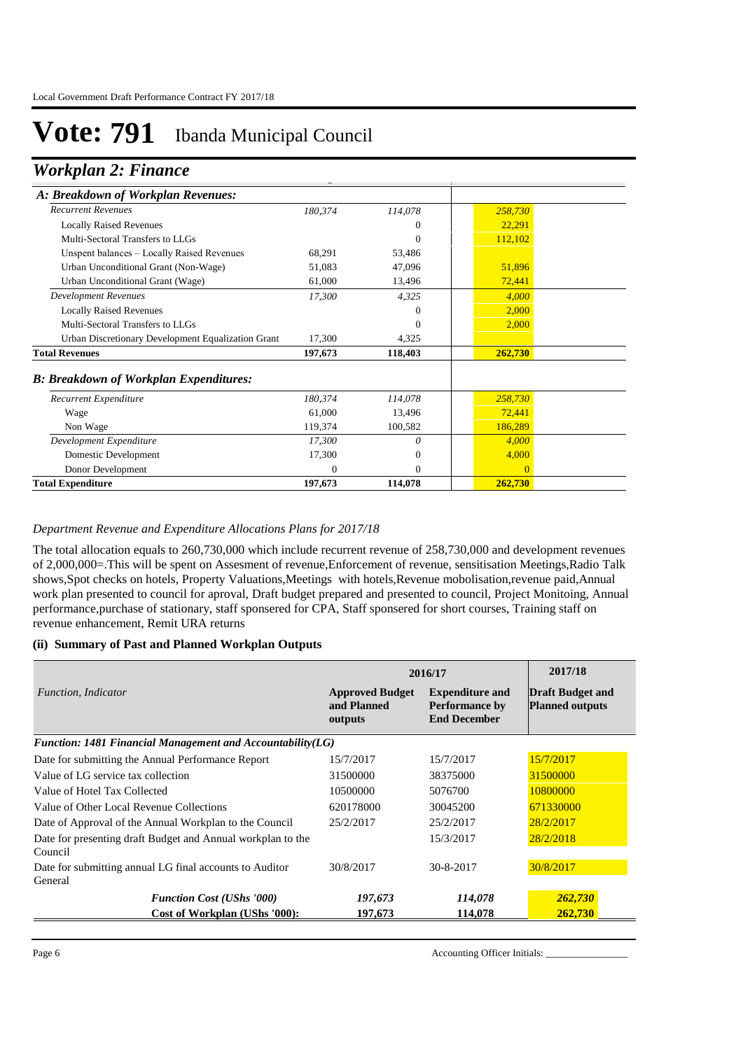# Vote: 791 Ibanda Municipal Council

## *Workplan 2: Finance*

| *A: Breakdown of Workplan Revenues:* | | | |
|---|---|---|---|
| *Recurrent Revenues* | *180,374* | *114,078* | *258,730* |
| Locally Raised Revenues | | 0 | 22,291 |
| Multi-Sectoral Transfers to LLGs | | 0 | 112,102 |
| Unspent balances – Locally Raised Revenues | 68,291 | 53,486 | |
| Urban Unconditional Grant (Non-Wage) | 51,083 | 47,096 | 51,896 |
| Urban Unconditional Grant (Wage) | 61,000 | 13,496 | 72,441 |
| *Development Revenues* | *17,300* | *4,325* | *4,000* |
| Locally Raised Revenues | | 0 | 2,000 |
| Multi-Sectoral Transfers to LLGs | | 0 | 2,000 |
| Urban Discretionary Development Equalization Grant | 17,300 | 4,325 | |
| **Total Revenues** | **197,673** | **118,403** | **262,730** |
| ***B: Breakdown of Workplan Expenditures:*** | | | |
| *Recurrent Expenditure* | *180,374* | *114,078* | *258,730* |
| Wage | 61,000 | 13,496 | 72,441 |
| Non Wage | 119,374 | 100,582 | 186,289 |
| *Development Expenditure* | *17,300* | *0* | *4,000* |
| Domestic Development | 17,300 | 0 | 4,000 |
| Donor Development | 0 | 0 | 0 |
| **Total Expenditure** | **197,673** | **114,078** | **262,730** |

*Department Revenue and Expenditure Allocations Plans for 2017/18*

The total allocation equals to 260,730,000 which include recurrent revenue of 258,730,000 and development revenues of 2,000,000=.This will be spent on Assesment of revenue,Enforcement of revenue, sensitisation Meetings,Radio Talk shows,Spot checks on hotels, Property Valuations,Meetings with hotels,Revenue mobolisation,revenue paid,Annual work plan presented to council for aproval, Draft budget prepared and presented to council, Project Monitoing, Annual performance,purchase of stationary, staff sponsered for CPA, Staff sponsered for short courses, Training staff on revenue enhancement, Remit URA returns

#### (ii) Summary of Past and Planned Workplan Outputs

| *Function, Indicator* | 2016/17 | | 2017/18 |
|---|---|---|---|
| | **Approved Budget and Planned outputs** | **Expenditure and Performance by End December** | **Draft Budget and Planned outputs** |
| ***Function: 1481 Financial Management and Accountability(LG)*** | | | |
| Date for submitting the Annual Performance Report | 15/7/2017 | 15/7/2017 | 15/7/2017 |
| Value of LG service tax collection | 31500000 | 38375000 | 31500000 |
| Value of Hotel Tax Collected | 10500000 | 5076700 | 10800000 |
| Value of Other Local Revenue Collections | 620178000 | 30045200 | 671330000 |
| Date of Approval of the Annual Workplan to the Council | 25/2/2017 | 25/2/2017 | 28/2/2017 |
| Date for presenting draft Budget and Annual workplan to the Council | | 15/3/2017 | 28/2/2018 |
| Date for submitting annual LG final accounts to Auditor General | 30/8/2017 | 30-8-2017 | 30/8/2017 |
| ***Function Cost (UShs '000)*** | ***197,673*** | ***114,078*** | ***262,730*** |
| **Cost of Workplan (UShs '000):** | **197,673** | **114,078** | **262,730** |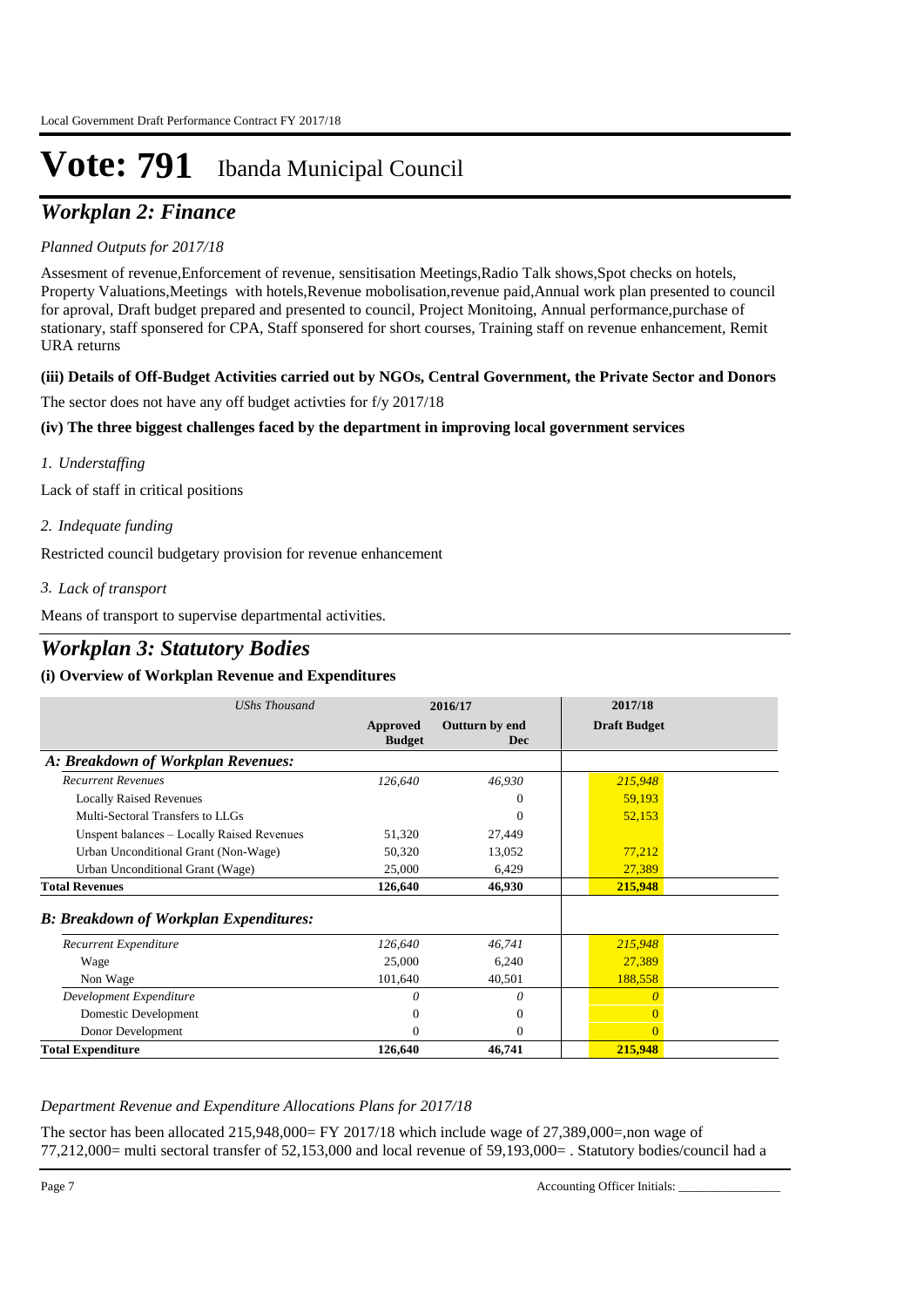# Vote: 791 Ibanda Municipal Council

## *Workplan 2: Finance*

*Planned Outputs for 2017/18*

Assesment of revenue,Enforcement of revenue, sensitisation Meetings,Radio Talk shows,Spot checks on hotels, Property Valuations,Meetings with hotels,Revenue mobolisation,revenue paid,Annual work plan presented to council for aproval, Draft budget prepared and presented to council, Project Monitoing, Annual performance,purchase of stationary, staff sponsered for CPA, Staff sponsered for short courses, Training staff on revenue enhancement, Remit URA returns

**(iii) Details of Off-Budget Activities carried out by NGOs, Central Government, the Private Sector and Donors**

The sector does not have any off budget activties for f/y 2017/18

**(iv) The three biggest challenges faced by the department in improving local government services**

*1. Understaffing*

Lack of staff in critical positions

*2. Indequate funding*

Restricted council budgetary provision for revenue enhancement

*3. Lack of transport*

Means of transport to supervise departmental activities.

## *Workplan 3: Statutory Bodies*

**(i) Overview of Workplan Revenue and Expenditures**

| *UShs Thousand* | 2016/17 | | 2017/18 |
|---|---|---|---|
| | **Approved Budget** | **Outturn by end Dec** | **Draft Budget** |
| ***A: Breakdown of Workplan Revenues:*** | | | |
| *Recurrent Revenues* | *126,640* | *46,930* | *215,948* |
| Locally Raised Revenues | | 0 | 59,193 |
| Multi-Sectoral Transfers to LLGs | | 0 | 52,153 |
| Unspent balances – Locally Raised Revenues | 51,320 | 27,449 | |
| Urban Unconditional Grant (Non-Wage) | 50,320 | 13,052 | 77,212 |
| Urban Unconditional Grant (Wage) | 25,000 | 6,429 | 27,389 |
| **Total Revenues** | **126,640** | **46,930** | **215,948** |
| ***B: Breakdown of Workplan Expenditures:*** | | | |
| *Recurrent Expenditure* | *126,640* | *46,741* | *215,948* |
| Wage | 25,000 | 6,240 | 27,389 |
| Non Wage | 101,640 | 40,501 | 188,558 |
| *Development Expenditure* | *0* | *0* | *0* |
| Domestic Development | 0 | 0 | 0 |
| Donor Development | 0 | 0 | 0 |
| **Total Expenditure** | **126,640** | **46,741** | **215,948** |

*Department Revenue and Expenditure Allocations Plans for 2017/18*

The sector has been allocated 215,948,000= FY 2017/18 which include wage of 27,389,000=,non wage of 77,212,000= multi sectoral transfer of 52,153,000 and local revenue of 59,193,000= . Statutory bodies/council had a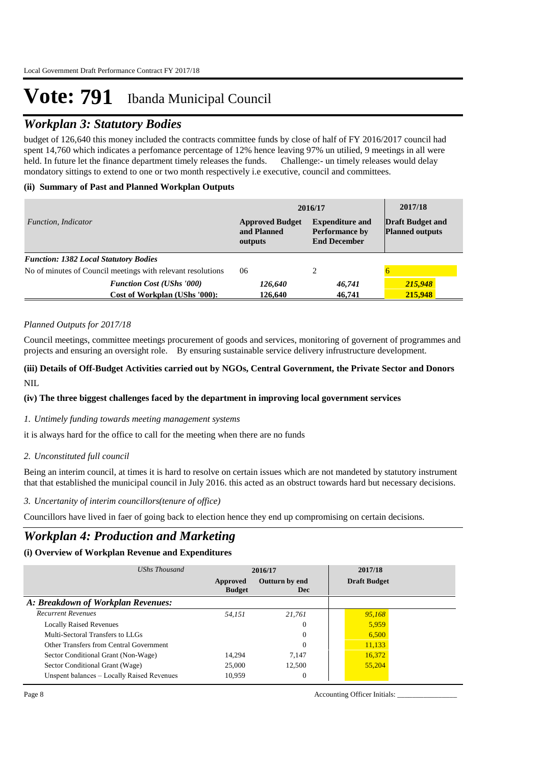# Vote: 791 Ibanda Municipal Council

## *Workplan 3: Statutory Bodies*

budget of 126,640 this money included the contracts committee funds by close of half of FY 2016/2017 council had spent 14,760 which indicates a perfomance percentage of 12% hence leaving 97% un utilied, 9 meetings in all were held. In future let the finance department timely releases the funds. Challenge:- un timely releases would delay mondatory sittings to extend to one or two month respectively i.e executive, council and committees.

### (ii) Summary of Past and Planned Workplan Outputs

| *Function, Indicator* | 2016/17 | | 2017/18 |
|---|---|---|---|
| | **Approved Budget and Planned outputs** | **Expenditure and Performance by End December** | **Draft Budget and Planned outputs** |
| ***Function: 1382 Local Statutory Bodies*** | | | |
| No of minutes of Council meetings with relevant resolutions | 06 | 2 | 6 |
| ***Function Cost (UShs '000)*** | ***126,640*** | ***46,741*** | ***215,948*** |
| **Cost of Workplan (UShs '000):** | **126,640** | **46,741** | **215,948** |

*Planned Outputs for 2017/18*

Council meetings, committee meetings procurement of goods and services, monitoring of governent of programmes and projects and ensuring an oversight role. By ensuring sustainable service delivery infrustructure development.

### (iii) Details of Off-Budget Activities carried out by NGOs, Central Government, the Private Sector and Donors

NIL

### (iv) The three biggest challenges faced by the department in improving local government services

*1. Untimely funding towards meeting management systems*

it is always hard for the office to call for the meeting when there are no funds

*2. Unconstituted full council*

Being an interim council, at times it is hard to resolve on certain issues which are not mandeted by statutory instrument that that established the municipal council in July 2016. this acted as an obstruct towards hard but necessary decisions.

*3. Uncertanity of interim councillors(tenure of office)*

Councillors have lived in faer of going back to election hence they end up compromising on certain decisions.

## *Workplan 4: Production and Marketing*

### (i) Overview of Workplan Revenue and Expenditures

| *UShs Thousand* | 2016/17 | | 2017/18 |
|---|---|---|---|
| | **Approved Budget** | **Outturn by end Dec** | **Draft Budget** |
| ***A: Breakdown of Workplan Revenues:*** | | | |
| *Recurrent Revenues* | *54,151* | *21,761* | *95,168* |
| Locally Raised Revenues | | 0 | 5,959 |
| Multi-Sectoral Transfers to LLGs | | 0 | 6,500 |
| Other Transfers from Central Government | | 0 | 11,133 |
| Sector Conditional Grant (Non-Wage) | 14,294 | 7,147 | 16,372 |
| Sector Conditional Grant (Wage) | 25,000 | 12,500 | 55,204 |
| Unspent balances – Locally Raised Revenues | 10,959 | 0 | |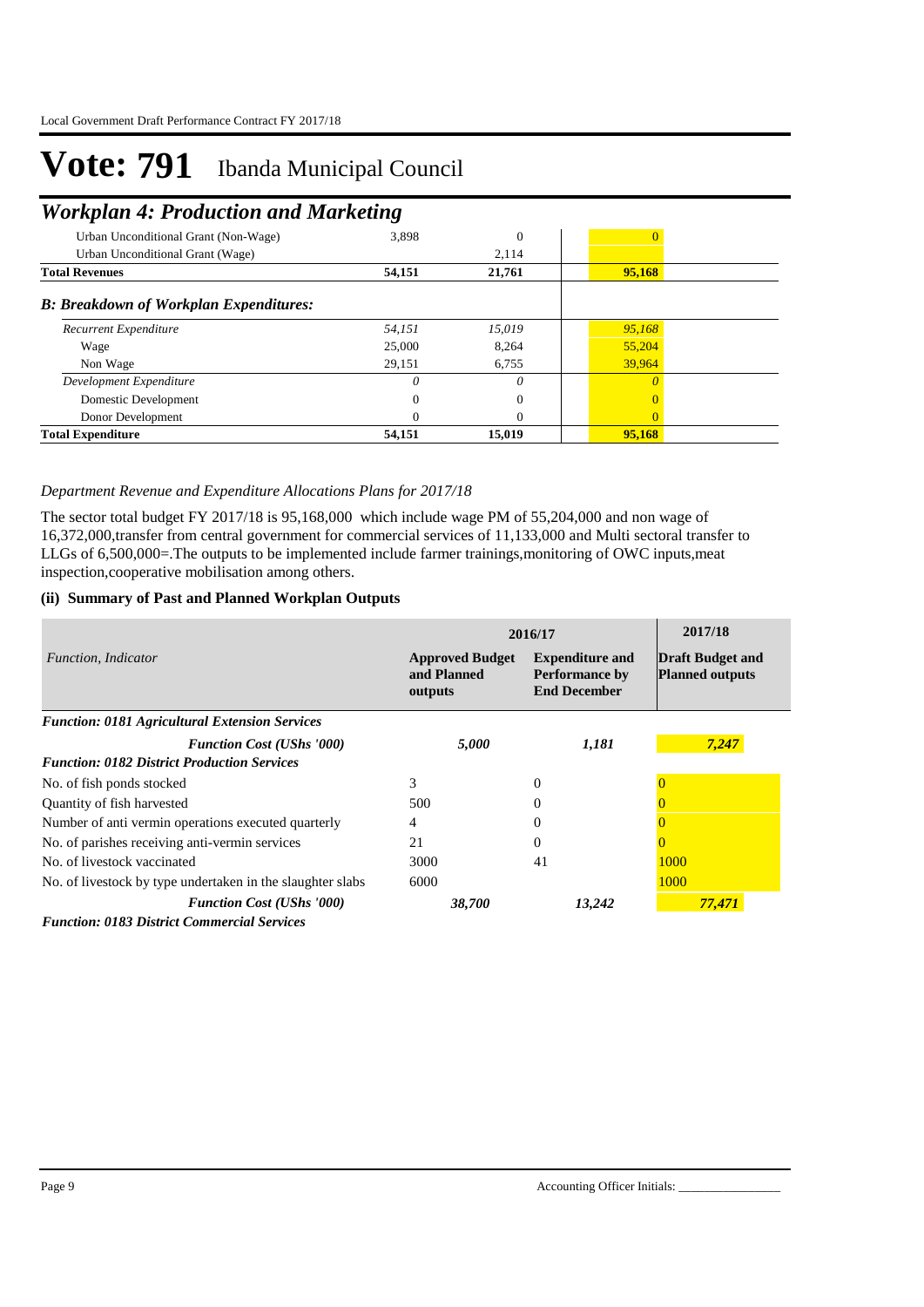# Vote: 791 Ibanda Municipal Council

## Workplan 4: Production and Marketing

| | | | |
|---|---|---|---|
| Urban Unconditional Grant (Non-Wage) | 3,898 | 0 | 0 |
| Urban Unconditional Grant (Wage) | | 2,114 | |
| **Total Revenues** | **54,151** | **21,761** | **95,168** |
| ***B: Breakdown of Workplan Expenditures:*** | | | |
| *Recurrent Expenditure* | *54,151* | *15,019* | *95,168* |
| Wage | 25,000 | 8,264 | 55,204 |
| Non Wage | 29,151 | 6,755 | 39,964 |
| *Development Expenditure* | *0* | *0* | *0* |
| Domestic Development | 0 | 0 | 0 |
| Donor Development | 0 | 0 | 0 |
| **Total Expenditure** | **54,151** | **15,019** | **95,168** |

*Department Revenue and Expenditure Allocations Plans for 2017/18*

The sector total budget FY 2017/18 is 95,168,000 which include wage PM of 55,204,000 and non wage of 16,372,000,transfer from central government for commercial services of 11,133,000 and Multi sectoral transfer to LLGs of 6,500,000=.The outputs to be implemented include farmer trainings,monitoring of OWC inputs,meat inspection,cooperative mobilisation among others.

### (ii) Summary of Past and Planned Workplan Outputs

| *Function, Indicator* | 2016/17 | | 2017/18 |
|---|---|---|---|
| | **Approved Budget and Planned outputs** | **Expenditure and Performance by End December** | **Draft Budget and Planned outputs** |
| ***Function: 0181 Agricultural Extension Services*** | | | |
| ***Function Cost (UShs '000)*** | ***5,000*** | ***1,181*** | ***7,247*** |
| ***Function: 0182 District Production Services*** | | | |
| No. of fish ponds stocked | 3 | 0 | 0 |
| Quantity of fish harvested | 500 | 0 | 0 |
| Number of anti vermin operations executed quarterly | 4 | 0 | 0 |
| No. of parishes receiving anti-vermin services | 21 | 0 | 0 |
| No. of livestock vaccinated | 3000 | 41 | 1000 |
| No. of livestock by type undertaken in the slaughter slabs | 6000 | | 1000 |
| ***Function Cost (UShs '000)*** | ***38,700*** | ***13,242*** | ***77,471*** |
| ***Function: 0183 District Commercial Services*** | | | |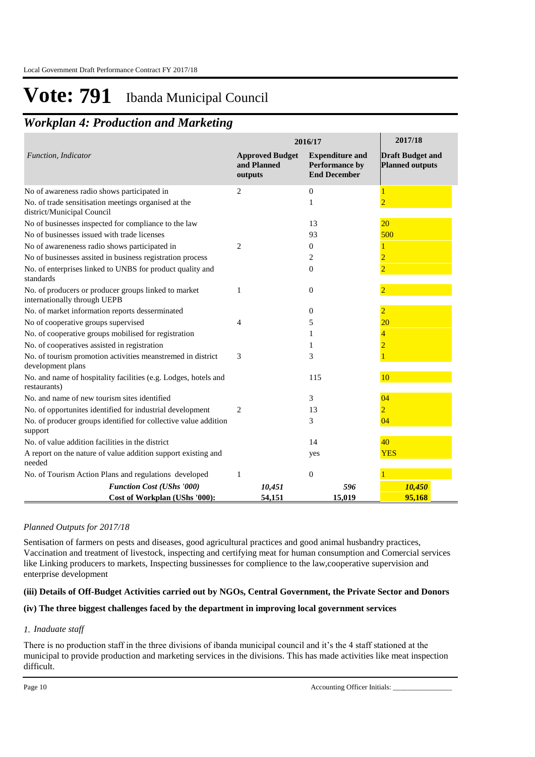# Vote: 791 Ibanda Municipal Council

## *Workplan 4: Production and Marketing*

| *Function, Indicator* | 2016/17 | | 2017/18 |
|---|---|---|---|
| | **Approved Budget and Planned outputs** | **Expenditure and Performance by End December** | **Draft Budget and Planned outputs** |
| No of awareness radio shows participated in | 2 | 0 | 1 |
| No. of trade sensitisation meetings organised at the district/Municipal Council | | 1 | 2 |
| No of businesses inspected for compliance to the law | | 13 | 20 |
| No of businesses issued with trade licenses | | 93 | 500 |
| No of awareneness radio shows participated in | 2 | 0 | 1 |
| No of businesses assited in business registration process | | 2 | 2 |
| No. of enterprises linked to UNBS for product quality and standards | | 0 | 2 |
| No. of producers or producer groups linked to market internationally through UEPB | 1 | 0 | 2 |
| No. of market information reports desserminated | | 0 | 2 |
| No of cooperative groups supervised | 4 | 5 | 20 |
| No. of cooperative groups mobilised for registration | | 1 | 4 |
| No. of cooperatives assisted in registration | | 1 | 2 |
| No. of tourism promotion activities meanstremed in district development plans | 3 | 3 | 1 |
| No. and name of hospitality facilities (e.g. Lodges, hotels and restaurants) | | 115 | 10 |
| No. and name of new tourism sites identified | | 3 | 04 |
| No. of opportunites identified for industrial development | 2 | 13 | 2 |
| No. of producer groups identified for collective value addition support | | 3 | 04 |
| No. of value addition facilities in the district | | 14 | 40 |
| A report on the nature of value addition support existing and needed | | yes | YES |
| No. of Tourism Action Plans and regulations developed | 1 | 0 | 1 |
| ***Function Cost (UShs '000)*** | ***10,451*** | ***596*** | ***10,450*** |
| **Cost of Workplan (UShs '000):** | **54,151** | **15,019** | **95,168** |

*Planned Outputs for 2017/18*

Sentisation of farmers on pests and diseases, good agricultural practices and good animal husbandry practices, Vaccination and treatment of livestock, inspecting and certifying meat for human consumption and Comercial services like Linking producers to markets, Inspecting bussinesses for complience to the law,cooperative supervision and enterprise development

**(iii) Details of Off-Budget Activities carried out by NGOs, Central Government, the Private Sector and Donors**

**(iv) The three biggest challenges faced by the department in improving local government services**

*1. Inaduate staff*

There is no production staff in the three divisions of ibanda municipal council and it's the 4 staff stationed at the municipal to provide production and marketing services in the divisions. This has made activities like meat inspection difficult.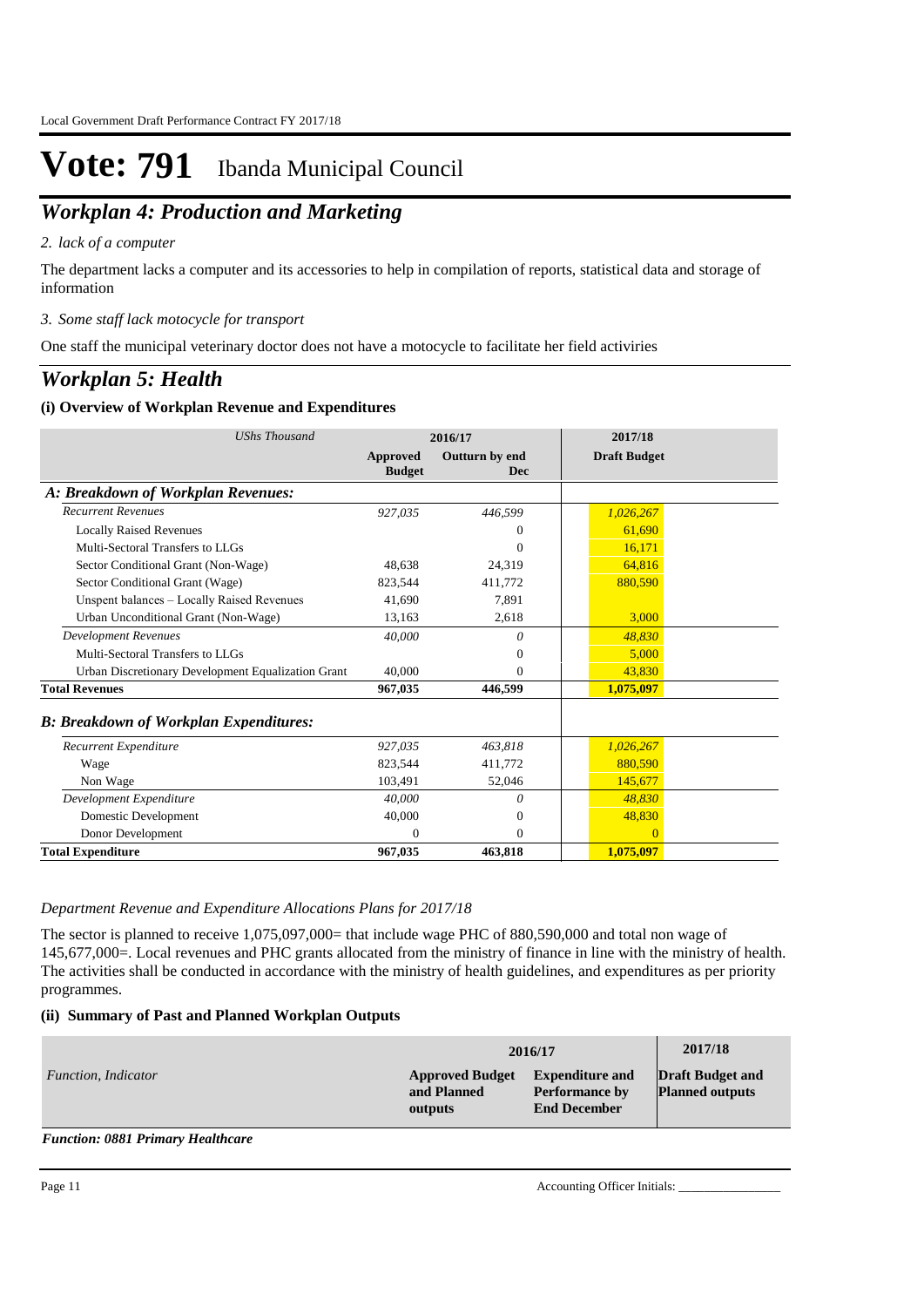# Vote: 791 Ibanda Municipal Council

## *Workplan 4: Production and Marketing*

*2. lack of a computer*

The department lacks a computer and its accessories to help in compilation of reports, statistical data and storage of information

*3. Some staff lack motocycle for transport*

One staff the municipal veterinary doctor does not have a motocycle to facilitate her field activiries

## *Workplan 5: Health*

### (i) Overview of Workplan Revenue and Expenditures

| *UShs Thousand* | 2016/17 | | 2017/18 |
|---|---|---|---|
| | **Approved Budget** | **Outturn by end Dec** | **Draft Budget** |
| ***A: Breakdown of Workplan Revenues:*** | | | |
| *Recurrent Revenues* | *927,035* | *446,599* | *1,026,267* |
| Locally Raised Revenues | | 0 | 61,690 |
| Multi-Sectoral Transfers to LLGs | | 0 | 16,171 |
| Sector Conditional Grant (Non-Wage) | 48,638 | 24,319 | 64,816 |
| Sector Conditional Grant (Wage) | 823,544 | 411,772 | 880,590 |
| Unspent balances – Locally Raised Revenues | 41,690 | 7,891 | |
| Urban Unconditional Grant (Non-Wage) | 13,163 | 2,618 | 3,000 |
| *Development Revenues* | *40,000* | *0* | *48,830* |
| Multi-Sectoral Transfers to LLGs | | 0 | 5,000 |
| Urban Discretionary Development Equalization Grant | 40,000 | 0 | 43,830 |
| **Total Revenues** | **967,035** | **446,599** | **1,075,097** |
| ***B: Breakdown of Workplan Expenditures:*** | | | |
| *Recurrent Expenditure* | *927,035* | *463,818* | *1,026,267* |
| Wage | 823,544 | 411,772 | 880,590 |
| Non Wage | 103,491 | 52,046 | 145,677 |
| *Development Expenditure* | *40,000* | *0* | *48,830* |
| Domestic Development | 40,000 | 0 | 48,830 |
| Donor Development | 0 | 0 | 0 |
| **Total Expenditure** | **967,035** | **463,818** | **1,075,097** |

*Department Revenue and Expenditure Allocations Plans for 2017/18*

The sector is planned to receive 1,075,097,000= that include wage PHC of 880,590,000 and total non wage of 145,677,000=. Local revenues and PHC grants allocated from the ministry of finance in line with the ministry of health. The activities shall be conducted in accordance with the ministry of health guidelines, and expenditures as per priority programmes.

### (ii) Summary of Past and Planned Workplan Outputs

| *Function, Indicator* | 2016/17 | | 2017/18 |
|---|---|---|---|
| | **Approved Budget and Planned outputs** | **Expenditure and Performance by End December** | **Draft Budget and Planned outputs** |

***Function: 0881 Primary Healthcare***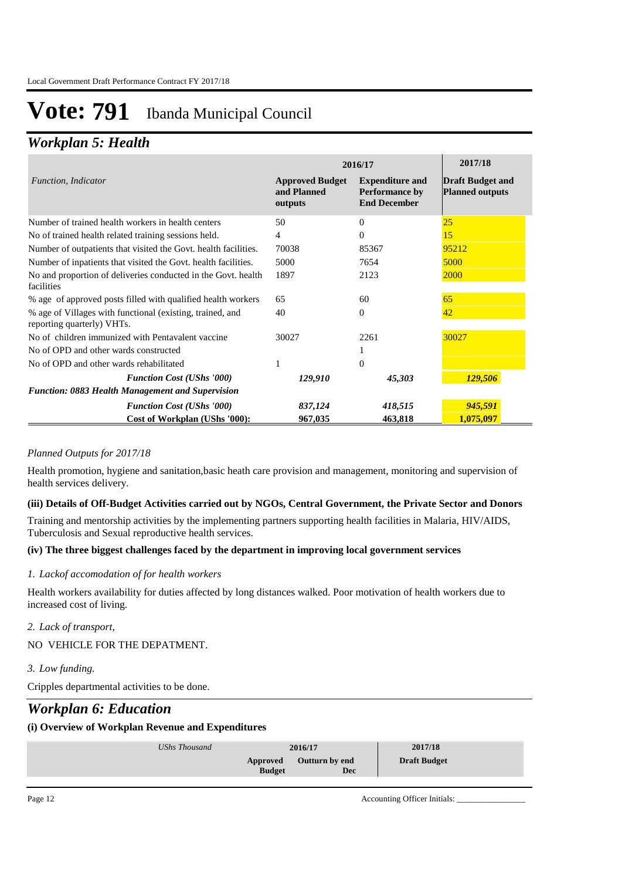# Vote: 791 Ibanda Municipal Council

## *Workplan 5: Health*

| *Function, Indicator* | 2016/17 | | 2017/18 |
|---|---|---|---|
| | **Approved Budget and Planned outputs** | **Expenditure and Performance by End December** | **Draft Budget and Planned outputs** |
| Number of trained health workers in health centers | 50 | 0 | 25 |
| No of trained health related training sessions held. | 4 | 0 | 15 |
| Number of outpatients that visited the Govt. health facilities. | 70038 | 85367 | 95212 |
| Number of inpatients that visited the Govt. health facilities. | 5000 | 7654 | 5000 |
| No and proportion of deliveries conducted in the Govt. health facilities | 1897 | 2123 | 2000 |
| % age of approved posts filled with qualified health workers | 65 | 60 | 65 |
| % age of Villages with functional (existing, trained, and reporting quarterly) VHTs. | 40 | 0 | 42 |
| No of children immunized with Pentavalent vaccine | 30027 | 2261 | 30027 |
| No of OPD and other wards constructed | | 1 | |
| No of OPD and other wards rehabilitated | 1 | 0 | |
| ***Function Cost (UShs '000)*** | ***129,910*** | ***45,303*** | ***129,506*** |
| ***Function: 0883 Health Management and Supervision*** | | | |
| ***Function Cost (UShs '000)*** | ***837,124*** | ***418,515*** | ***945,591*** |
| **Cost of Workplan (UShs '000):** | **967,035** | **463,818** | **1,075,097** |

*Planned Outputs for 2017/18*

Health promotion, hygiene and sanitation,basic heath care provision and management, monitoring and supervision of health services delivery.

**(iii) Details of Off-Budget Activities carried out by NGOs, Central Government, the Private Sector and Donors**

Training and mentorship activities by the implementing partners supporting health facilities in Malaria, HIV/AIDS, Tuberculosis and Sexual reproductive health services.

**(iv) The three biggest challenges faced by the department in improving local government services**

*1. Lackof accomodation of for health workers*

Health workers availability for duties affected by long distances walked. Poor motivation of health workers due to increased cost of living.

*2. Lack of transport,*

NO VEHICLE FOR THE DEPATMENT.

*3. Low funding.*

Cripples departmental activities to be done.

## *Workplan 6: Education*

**(i) Overview of Workplan Revenue and Expenditures**

| *UShs Thousand* | 2016/17 | | 2017/18 |
|---|---|---|---|
| | **Approved Budget** | **Outturn by end Dec** | **Draft Budget** |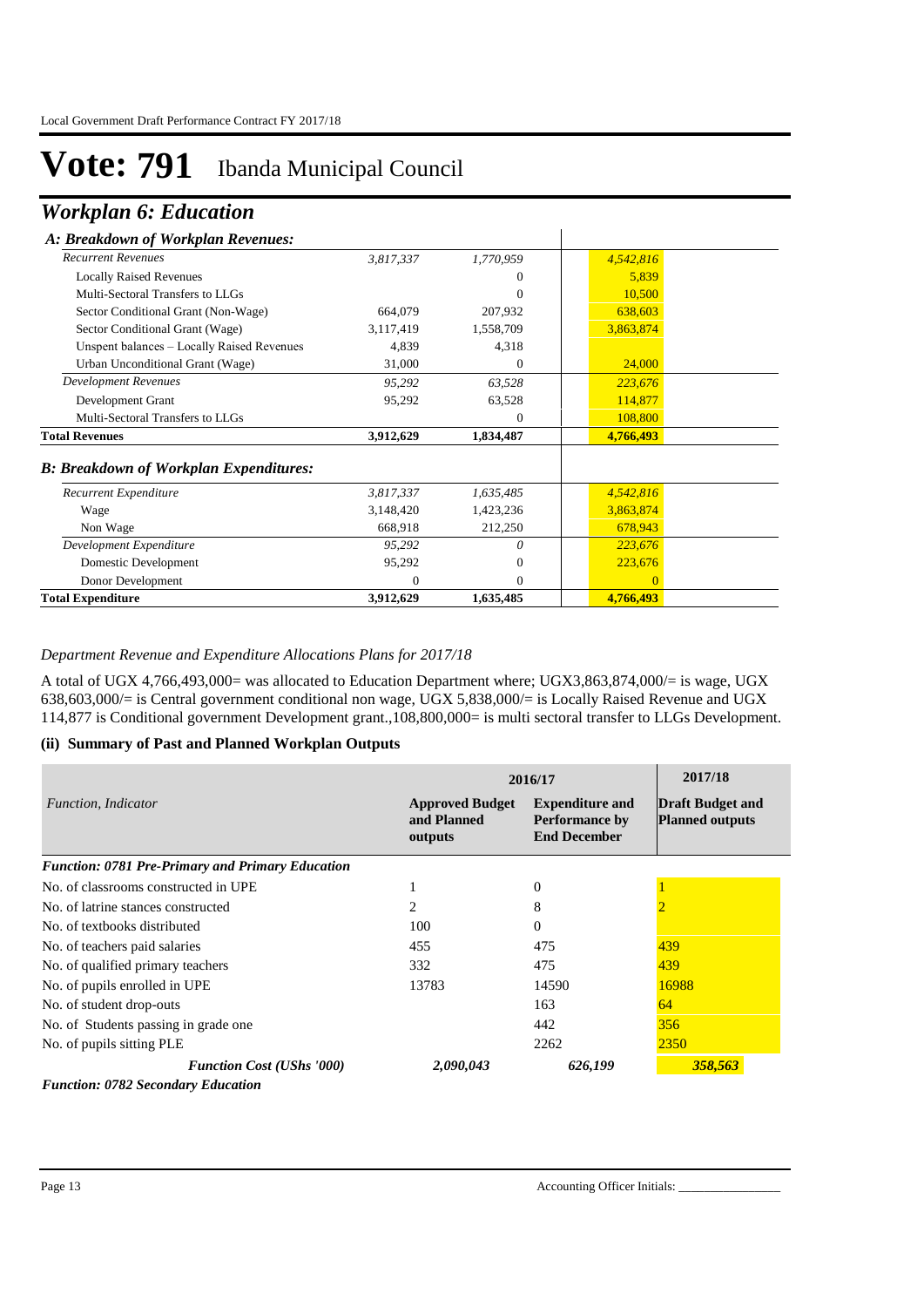# Vote: 791 Ibanda Municipal Council

## *Workplan 6: Education*

| *A: Breakdown of Workplan Revenues:* | | | |
|---|---|---|---|
| *Recurrent Revenues* | *3,817,337* | *1,770,959* | *4,542,816* |
| Locally Raised Revenues | | 0 | 5,839 |
| Multi-Sectoral Transfers to LLGs | | 0 | 10,500 |
| Sector Conditional Grant (Non-Wage) | 664,079 | 207,932 | 638,603 |
| Sector Conditional Grant (Wage) | 3,117,419 | 1,558,709 | 3,863,874 |
| Unspent balances – Locally Raised Revenues | 4,839 | 4,318 | |
| Urban Unconditional Grant (Wage) | 31,000 | 0 | 24,000 |
| *Development Revenues* | *95,292* | *63,528* | *223,676* |
| Development Grant | 95,292 | 63,528 | 114,877 |
| Multi-Sectoral Transfers to LLGs | | 0 | 108,800 |
| **Total Revenues** | **3,912,629** | **1,834,487** | **4,766,493** |
| ***B: Breakdown of Workplan Expenditures:*** | | | |
| *Recurrent Expenditure* | *3,817,337* | *1,635,485* | *4,542,816* |
| Wage | 3,148,420 | 1,423,236 | 3,863,874 |
| Non Wage | 668,918 | 212,250 | 678,943 |
| *Development Expenditure* | *95,292* | *0* | *223,676* |
| Domestic Development | 95,292 | 0 | 223,676 |
| Donor Development | 0 | 0 | 0 |
| **Total Expenditure** | **3,912,629** | **1,635,485** | **4,766,493** |

*Department Revenue and Expenditure Allocations Plans for 2017/18*

A total of UGX 4,766,493,000= was allocated to Education Department where; UGX3,863,874,000/= is wage, UGX 638,603,000/= is Central government conditional non wage, UGX 5,838,000/= is Locally Raised Revenue and UGX 114,877 is Conditional government Development grant.,108,800,000= is multi sectoral transfer to LLGs Development.

### (ii) Summary of Past and Planned Workplan Outputs

| | 2016/17 | | 2017/18 |
|---|---|---|---|
| *Function, Indicator* | **Approved Budget and Planned outputs** | **Expenditure and Performance by End December** | **Draft Budget and Planned outputs** |
| ***Function: 0781 Pre-Primary and Primary Education*** | | | |
| No. of classrooms constructed in UPE | 1 | 0 | 1 |
| No. of latrine stances constructed | 2 | 8 | 2 |
| No. of textbooks distributed | 100 | 0 | |
| No. of teachers paid salaries | 455 | 475 | 439 |
| No. of qualified primary teachers | 332 | 475 | 439 |
| No. of pupils enrolled in UPE | 13783 | 14590 | 16988 |
| No. of student drop-outs | | 163 | 64 |
| No. of Students passing in grade one | | 442 | 356 |
| No. of pupils sitting PLE | | 2262 | 2350 |
| ***Function Cost (UShs '000)*** | ***2,090,043*** | ***626,199*** | ***358,563*** |
| ***Function: 0782 Secondary Education*** | | | |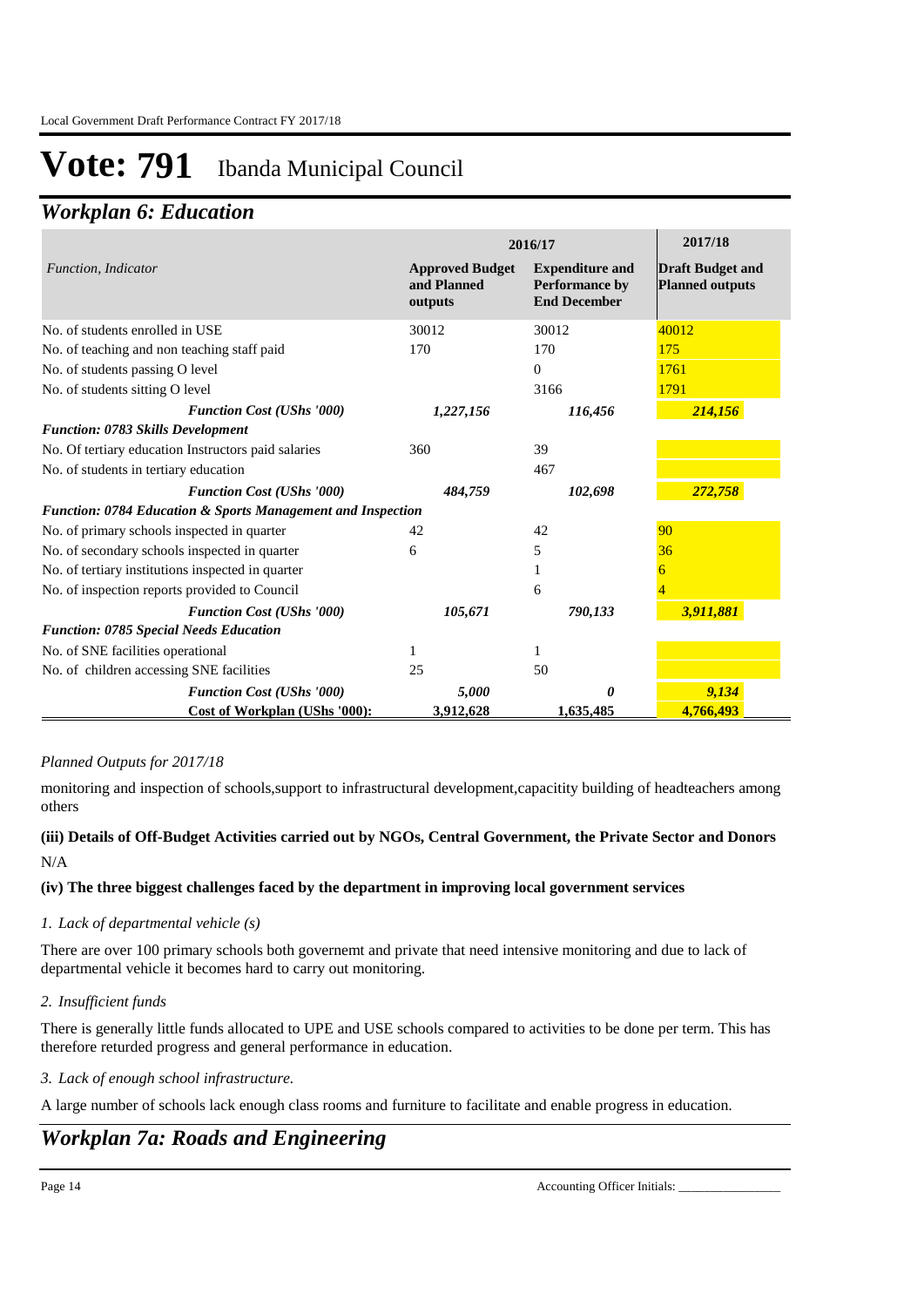# Vote: 791 Ibanda Municipal Council

## *Workplan 6: Education*

| *Function, Indicator* | 2016/17 | | 2017/18 |
|---|---|---|---|
| | **Approved Budget and Planned outputs** | **Expenditure and Performance by End December** | **Draft Budget and Planned outputs** |
| No. of students enrolled in USE | 30012 | 30012 | 40012 |
| No. of teaching and non teaching staff paid | 170 | 170 | 175 |
| No. of students passing O level | | 0 | 1761 |
| No. of students sitting O level | | 3166 | 1791 |
| ***Function Cost (UShs '000)*** | ***1,227,156*** | ***116,456*** | ***214,156*** |
| ***Function: 0783 Skills Development*** | | | |
| No. Of tertiary education Instructors paid salaries | 360 | 39 | |
| No. of students in tertiary education | | 467 | |
| ***Function Cost (UShs '000)*** | ***484,759*** | ***102,698*** | ***272,758*** |
| ***Function: 0784 Education & Sports Management and Inspection*** | | | |
| No. of primary schools inspected in quarter | 42 | 42 | 90 |
| No. of secondary schools inspected in quarter | 6 | 5 | 36 |
| No. of tertiary institutions inspected in quarter | | 1 | 6 |
| No. of inspection reports provided to Council | | 6 | 4 |
| ***Function Cost (UShs '000)*** | ***105,671*** | ***790,133*** | ***3,911,881*** |
| ***Function: 0785 Special Needs Education*** | | | |
| No. of SNE facilities operational | 1 | 1 | |
| No. of children accessing SNE facilities | 25 | 50 | |
| ***Function Cost (UShs '000)*** | ***5,000*** | ***0*** | ***9,134*** |
| **Cost of Workplan (UShs '000):** | **3,912,628** | **1,635,485** | **4,766,493** |

*Planned Outputs for 2017/18*

monitoring and inspection of schools,support to infrastructural development,capacitity building of headteachers among others

**(iii) Details of Off-Budget Activities carried out by NGOs, Central Government, the Private Sector and Donors**

N/A

**(iv) The three biggest challenges faced by the department in improving local government services**

*1. Lack of departmental vehicle (s)*

There are over 100 primary schools both governemt and private that need intensive monitoring and due to lack of departmental vehicle it becomes hard to carry out monitoring.

*2. Insufficient funds*

There is generally little funds allocated to UPE and USE schools compared to activities to be done per term. This has therefore returded progress and general performance in education.

*3. Lack of enough school infrastructure.*

A large number of schools lack enough class rooms and furniture to facilitate and enable progress in education.

## *Workplan 7a: Roads and Engineering*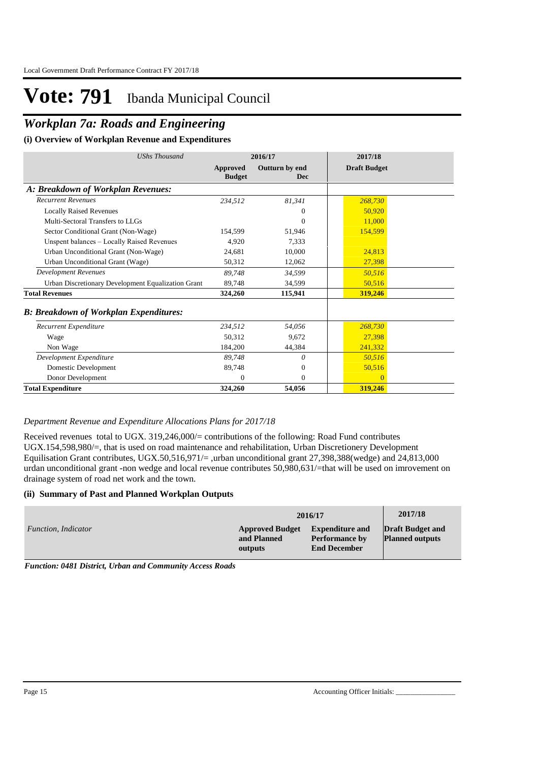# Vote: 791 Ibanda Municipal Council

## *Workplan 7a: Roads and Engineering*

### (i) Overview of Workplan Revenue and Expenditures

| *UShs Thousand* | 2016/17 | | 2017/18 |
|---|---|---|---|
| | **Approved Budget** | **Outturn by end Dec** | **Draft Budget** |
| ***A: Breakdown of Workplan Revenues:*** | | | |
| *Recurrent Revenues* | *234,512* | *81,341* | *268,730* |
| Locally Raised Revenues | | 0 | 50,920 |
| Multi-Sectoral Transfers to LLGs | | 0 | 11,000 |
| Sector Conditional Grant (Non-Wage) | 154,599 | 51,946 | 154,599 |
| Unspent balances – Locally Raised Revenues | 4,920 | 7,333 | |
| Urban Unconditional Grant (Non-Wage) | 24,681 | 10,000 | 24,813 |
| Urban Unconditional Grant (Wage) | 50,312 | 12,062 | 27,398 |
| *Development Revenues* | *89,748* | *34,599* | *50,516* |
| Urban Discretionary Development Equalization Grant | 89,748 | 34,599 | 50,516 |
| **Total Revenues** | **324,260** | **115,941** | **319,246** |
| ***B: Breakdown of Workplan Expenditures:*** | | | |
| *Recurrent Expenditure* | *234,512* | *54,056* | *268,730* |
| Wage | 50,312 | 9,672 | 27,398 |
| Non Wage | 184,200 | 44,384 | 241,332 |
| *Development Expenditure* | *89,748* | *0* | *50,516* |
| Domestic Development | 89,748 | 0 | 50,516 |
| Donor Development | 0 | 0 | 0 |
| **Total Expenditure** | **324,260** | **54,056** | **319,246** |

*Department Revenue and Expenditure Allocations Plans for 2017/18*

Received revenues total to UGX. 319,246,000/= contributions of the following: Road Fund contributes UGX.154,598,980/=, that is used on road maintenance and rehabilitation, Urban Discretionery Development Equilisation Grant contributes, UGX.50,516,971/= ,urban unconditional grant 27,398,388(wedge) and 24,813,000 urdan unconditional grant -non wedge and local revenue contributes 50,980,631/=that will be used on imrovement on drainage system of road net work and the town.

### (ii) Summary of Past and Planned Workplan Outputs

| | 2016/17 | | 2017/18 |
|---|---|---|---|
| *Function, Indicator* | **Approved Budget and Planned outputs** | **Expenditure and Performance by End December** | **Draft Budget and Planned outputs** |

***Function: 0481 District, Urban and Community Access Roads***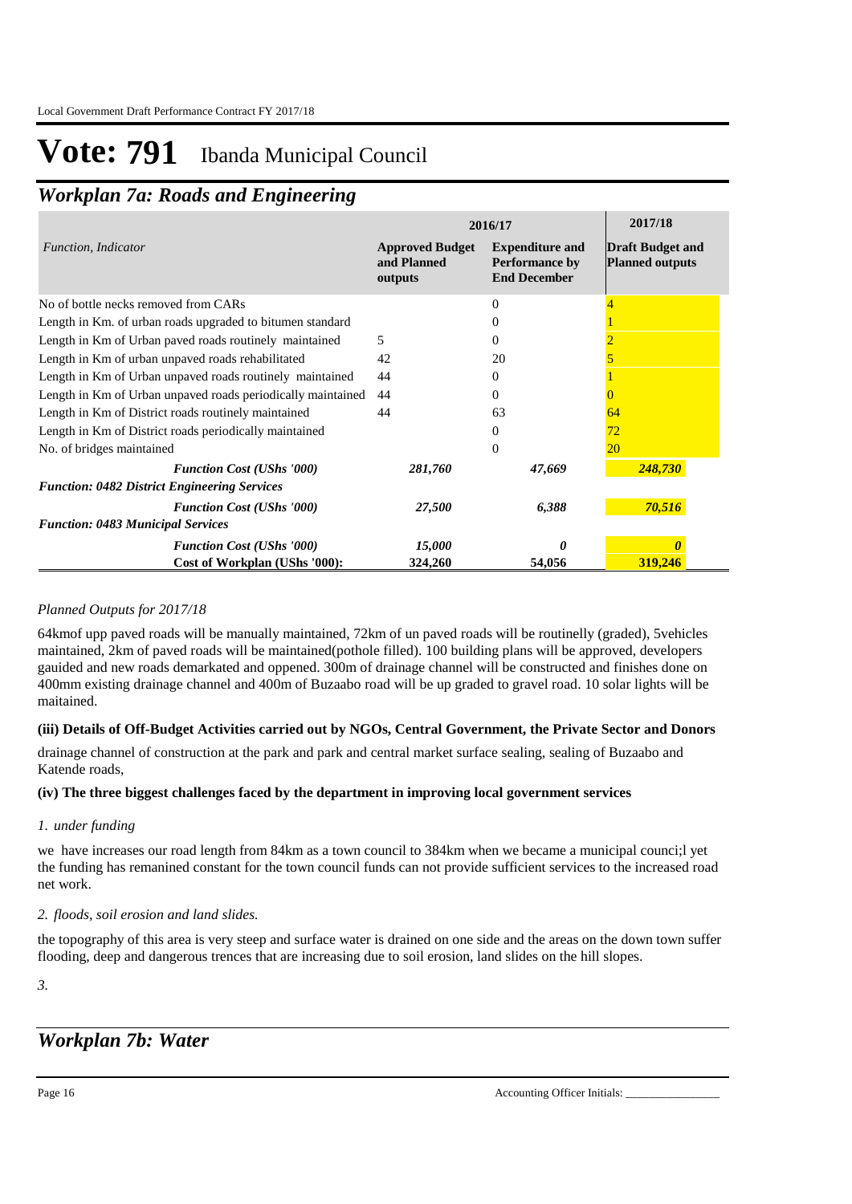Local Government Draft Performance Contract FY 2017/18

# Vote: 791 Ibanda Municipal Council

## Workplan 7a: Roads and Engineering

| Function, Indicator | 2016/17 Approved Budget and Planned outputs | 2016/17 Expenditure and Performance by End December | 2017/18 Draft Budget and Planned outputs |
|---|---|---|---|
| No of bottle necks removed from CARs | | 0 | 4 |
| Length in Km. of urban roads upgraded to bitumen standard | | 0 | 1 |
| Length in Km of Urban paved roads routinely maintained | 5 | 0 | 2 |
| Length in Km of urban unpaved roads rehabilitated | 42 | 20 | 5 |
| Length in Km of Urban unpaved roads routinely maintained | 44 | 0 | 1 |
| Length in Km of Urban unpaved roads periodically maintained | 44 | 0 | 0 |
| Length in Km of District roads routinely maintained | 44 | 63 | 64 |
| Length in Km of District roads periodically maintained | | 0 | 72 |
| No. of bridges maintained | | 0 | 20 |
| ***Function Cost (UShs '000)*** | ***281,760*** | ***47,669*** | ***248,730*** |
| ***Function: 0482 District Engineering Services*** | | | |
| ***Function Cost (UShs '000)*** | ***27,500*** | ***6,388*** | ***70,516*** |
| ***Function: 0483 Municipal Services*** | | | |
| ***Function Cost (UShs '000)*** | ***15,000*** | ***0*** | ***0*** |
| **Cost of Workplan (UShs '000):** | **324,260** | **54,056** | **319,246** |

*Planned Outputs for 2017/18*

64kmof upp paved roads will be manually maintained, 72km of un paved roads will be routinelly (graded), 5vehicles maintained, 2km of paved roads will be maintained(pothole filled). 100 building plans will be approved, developers gauided and new roads demarkated and oppened. 300m of drainage channel will be constructed and finishes done on 400mm existing drainage channel and 400m of Buzaabo road will be up graded to gravel road. 10 solar lights will be maitained.

**(iii) Details of Off-Budget Activities carried out by NGOs, Central Government, the Private Sector and Donors**

drainage channel of construction at the park and park and central market surface sealing, sealing of Buzaabo and Katende roads,

**(iv) The three biggest challenges faced by the department in improving local government services**

*1. under funding*

we have increases our road length from 84km as a town council to 384km when we became a municipal counci;l yet the funding has remanined constant for the town council funds can not provide sufficient services to the increased road net work.

*2. floods, soil erosion and land slides.*

the topography of this area is very steep and surface water is drained on one side and the areas on the down town suffer flooding, deep and dangerous trences that are increasing due to soil erosion, land slides on the hill slopes.

*3.*

## Workplan 7b: Water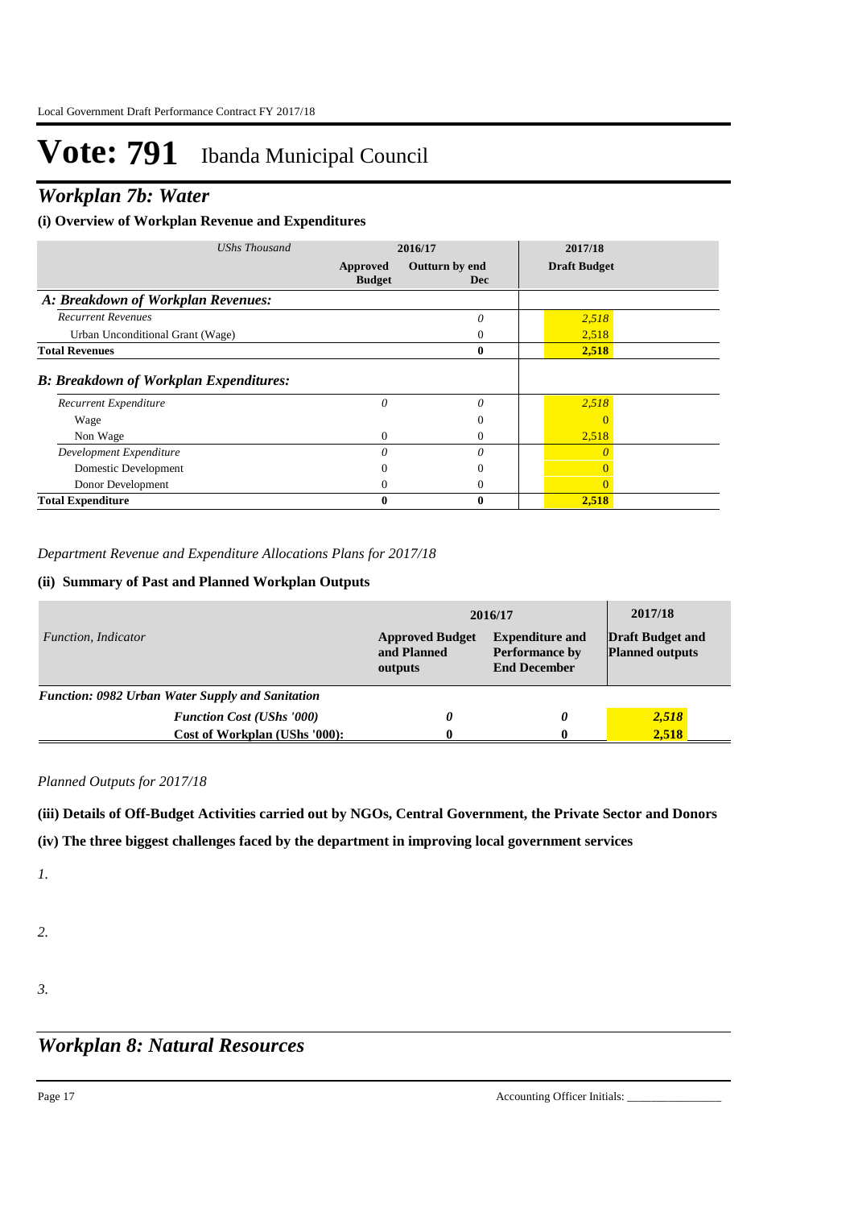# Vote: 791 Ibanda Municipal Council

## *Workplan 7b: Water*

### (i) Overview of Workplan Revenue and Expenditures

| *UShs Thousand* | 2016/17 | | 2017/18 |
|---|---|---|---|
| | Approved Budget | Outturn by end Dec | Draft Budget |
| ***A: Breakdown of Workplan Revenues:*** | | | |
| *Recurrent Revenues* | | *0* | *2,518* |
| Urban Unconditional Grant (Wage) | | 0 | 2,518 |
| **Total Revenues** | | **0** | **2,518** |
| ***B: Breakdown of Workplan Expenditures:*** | | | |
| *Recurrent Expenditure* | *0* | *0* | *2,518* |
| Wage | | 0 | 0 |
| Non Wage | 0 | 0 | 2,518 |
| *Development Expenditure* | *0* | *0* | *0* |
| Domestic Development | 0 | 0 | 0 |
| Donor Development | 0 | 0 | 0 |
| **Total Expenditure** | **0** | **0** | **2,518** |

*Department Revenue and Expenditure Allocations Plans for 2017/18*

### (ii) Summary of Past and Planned Workplan Outputs

| | 2016/17 | | 2017/18 |
|---|---|---|---|
| *Function, Indicator* | **Approved Budget and Planned outputs** | **Expenditure and Performance by End December** | **Draft Budget and Planned outputs** |
| ***Function: 0982 Urban Water Supply and Sanitation*** | | | |
| ***Function Cost (UShs '000)*** | ***0*** | ***0*** | ***2,518*** |
| **Cost of Workplan (UShs '000):** | **0** | **0** | **2,518** |

*Planned Outputs for 2017/18*

### (iii) Details of Off-Budget Activities carried out by NGOs, Central Government, the Private Sector and Donors

### (iv) The three biggest challenges faced by the department in improving local government services

*1.*

*2.*

*3.*

## *Workplan 8: Natural Resources*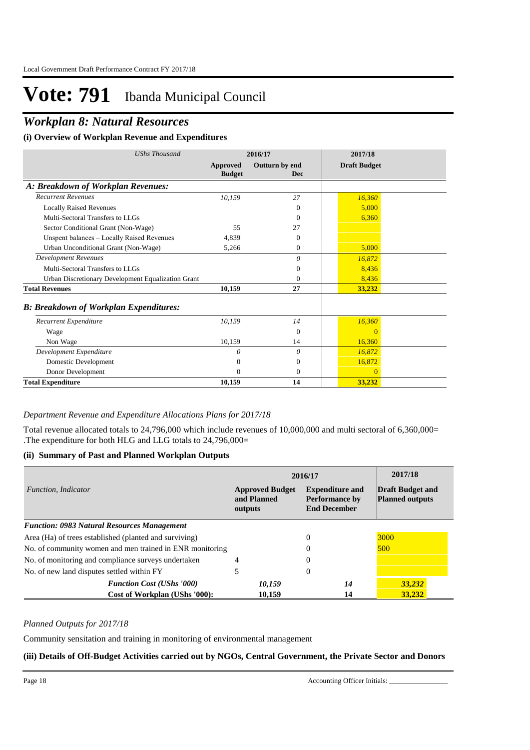# Vote: 791 Ibanda Municipal Council

## *Workplan 8: Natural Resources*

### (i) Overview of Workplan Revenue and Expenditures

| *UShs Thousand* | 2016/17 | | 2017/18 |
|---|---|---|---|
| | **Approved Budget** | **Outturn by end Dec** | **Draft Budget** |
| ***A: Breakdown of Workplan Revenues:*** | | | |
| *Recurrent Revenues* | *10,159* | *27* | *16,360* |
| Locally Raised Revenues | | 0 | 5,000 |
| Multi-Sectoral Transfers to LLGs | | 0 | 6,360 |
| Sector Conditional Grant (Non-Wage) | 55 | 27 | |
| Unspent balances – Locally Raised Revenues | 4,839 | 0 | |
| Urban Unconditional Grant (Non-Wage) | 5,266 | 0 | 5,000 |
| *Development Revenues* | | *0* | *16,872* |
| Multi-Sectoral Transfers to LLGs | | 0 | 8,436 |
| Urban Discretionary Development Equalization Grant | | 0 | 8,436 |
| **Total Revenues** | **10,159** | **27** | **33,232** |
| ***B: Breakdown of Workplan Expenditures:*** | | | |
| *Recurrent Expenditure* | *10,159* | *14* | *16,360* |
| Wage | | 0 | 0 |
| Non Wage | 10,159 | 14 | 16,360 |
| *Development Expenditure* | *0* | *0* | *16,872* |
| Domestic Development | 0 | 0 | 16,872 |
| Donor Development | 0 | 0 | 0 |
| **Total Expenditure** | **10,159** | **14** | **33,232** |

*Department Revenue and Expenditure Allocations Plans for 2017/18*

Total revenue allocated totals to 24,796,000 which include revenues of 10,000,000 and multi sectoral of 6,360,000= .The expenditure for both HLG and LLG totals to 24,796,000=

### (ii) Summary of Past and Planned Workplan Outputs

| | 2016/17 | | 2017/18 |
|---|---|---|---|
| *Function, Indicator* | **Approved Budget and Planned outputs** | **Expenditure and Performance by End December** | **Draft Budget and Planned outputs** |
| ***Function: 0983 Natural Resources Management*** | | | |
| Area (Ha) of trees established (planted and surviving) | | 0 | 3000 |
| No. of community women and men trained in ENR monitoring | | 0 | 500 |
| No. of monitoring and compliance surveys undertaken | 4 | 0 | |
| No. of new land disputes settled within FY | 5 | 0 | |
| ***Function Cost (UShs '000)*** | *10,159* | *14* | *33,232* |
| ***Cost of Workplan (UShs '000):*** | **10,159** | **14** | **33,232** |

*Planned Outputs for 2017/18*

Community sensitation and training in monitoring of environmental management

### (iii) Details of Off-Budget Activities carried out by NGOs, Central Government, the Private Sector and Donors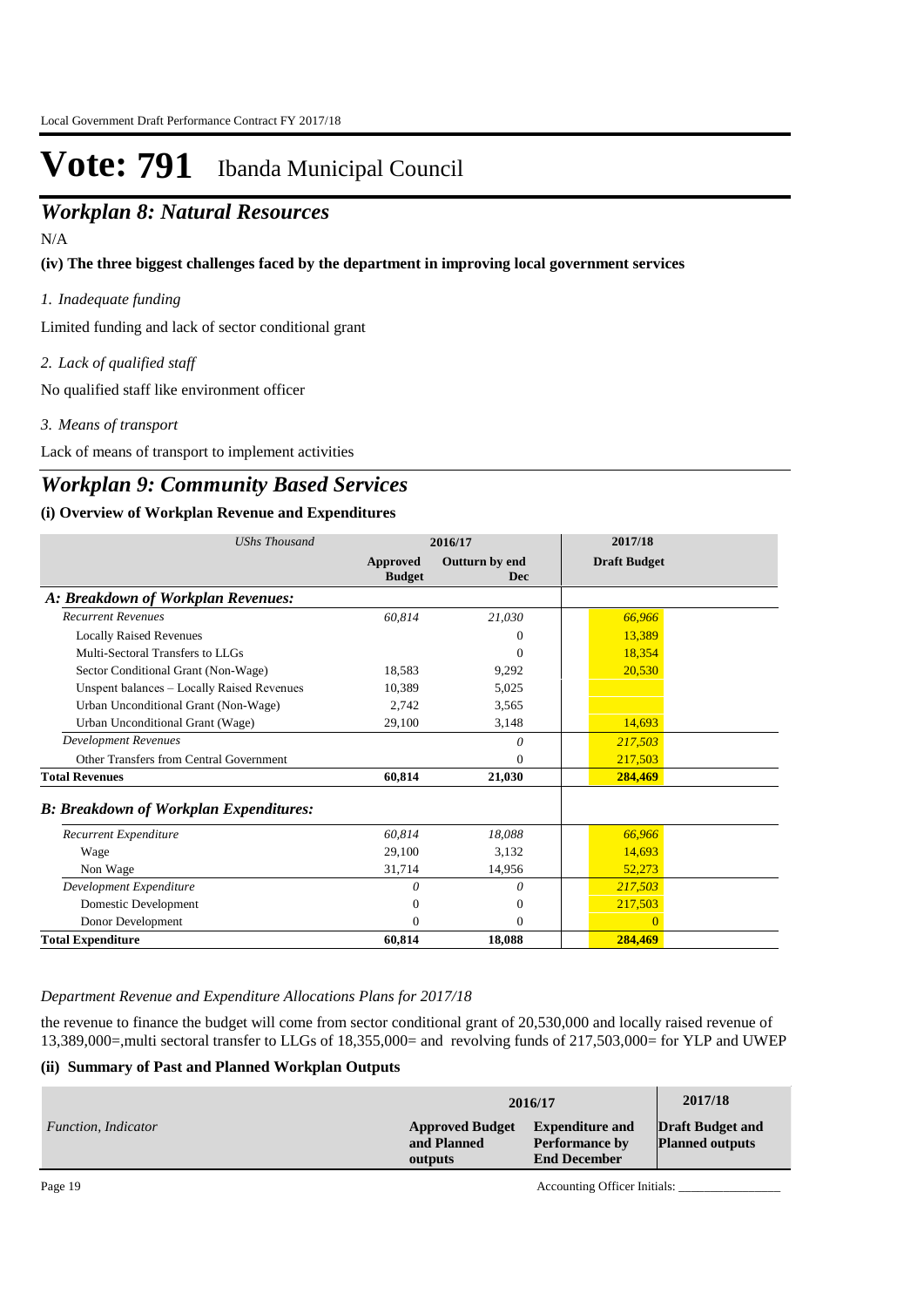# Vote: 791 Ibanda Municipal Council

## *Workplan 8: Natural Resources*

N/A

**(iv) The three biggest challenges faced by the department in improving local government services**

*1. Inadequate funding*

Limited funding and lack of sector conditional grant

*2. Lack of qualified staff*

No qualified staff like environment officer

*3. Means of transport*

Lack of means of transport to implement activities

## *Workplan 9: Community Based Services*

**(i) Overview of Workplan Revenue and Expenditures**

| *UShs Thousand* | 2016/17 | | 2017/18 |
|---|---|---|---|
| | **Approved Budget** | **Outturn by end Dec** | **Draft Budget** |
| ***A: Breakdown of Workplan Revenues:*** | | | |
| *Recurrent Revenues* | *60,814* | *21,030* | *66,966* |
| Locally Raised Revenues | | 0 | 13,389 |
| Multi-Sectoral Transfers to LLGs | | 0 | 18,354 |
| Sector Conditional Grant (Non-Wage) | 18,583 | 9,292 | 20,530 |
| Unspent balances – Locally Raised Revenues | 10,389 | 5,025 | |
| Urban Unconditional Grant (Non-Wage) | 2,742 | 3,565 | |
| Urban Unconditional Grant (Wage) | 29,100 | 3,148 | 14,693 |
| *Development Revenues* | | *0* | *217,503* |
| Other Transfers from Central Government | | 0 | 217,503 |
| **Total Revenues** | **60,814** | **21,030** | **284,469** |
| ***B: Breakdown of Workplan Expenditures:*** | | | |
| *Recurrent Expenditure* | *60,814* | *18,088* | *66,966* |
| Wage | 29,100 | 3,132 | 14,693 |
| Non Wage | 31,714 | 14,956 | 52,273 |
| *Development Expenditure* | *0* | *0* | *217,503* |
| Domestic Development | 0 | 0 | 217,503 |
| Donor Development | 0 | 0 | 0 |
| **Total Expenditure** | **60,814** | **18,088** | **284,469** |

*Department Revenue and Expenditure Allocations Plans for 2017/18*

the revenue to finance the budget will come from sector conditional grant of 20,530,000 and locally raised revenue of 13,389,000=,multi sectoral transfer to LLGs of 18,355,000= and revolving funds of 217,503,000= for YLP and UWEP

**(ii) Summary of Past and Planned Workplan Outputs**

| | 2016/17 | | 2017/18 |
|---|---|---|---|
| *Function, Indicator* | **Approved Budget and Planned outputs** | **Expenditure and Performance by End December** | **Draft Budget and Planned outputs** |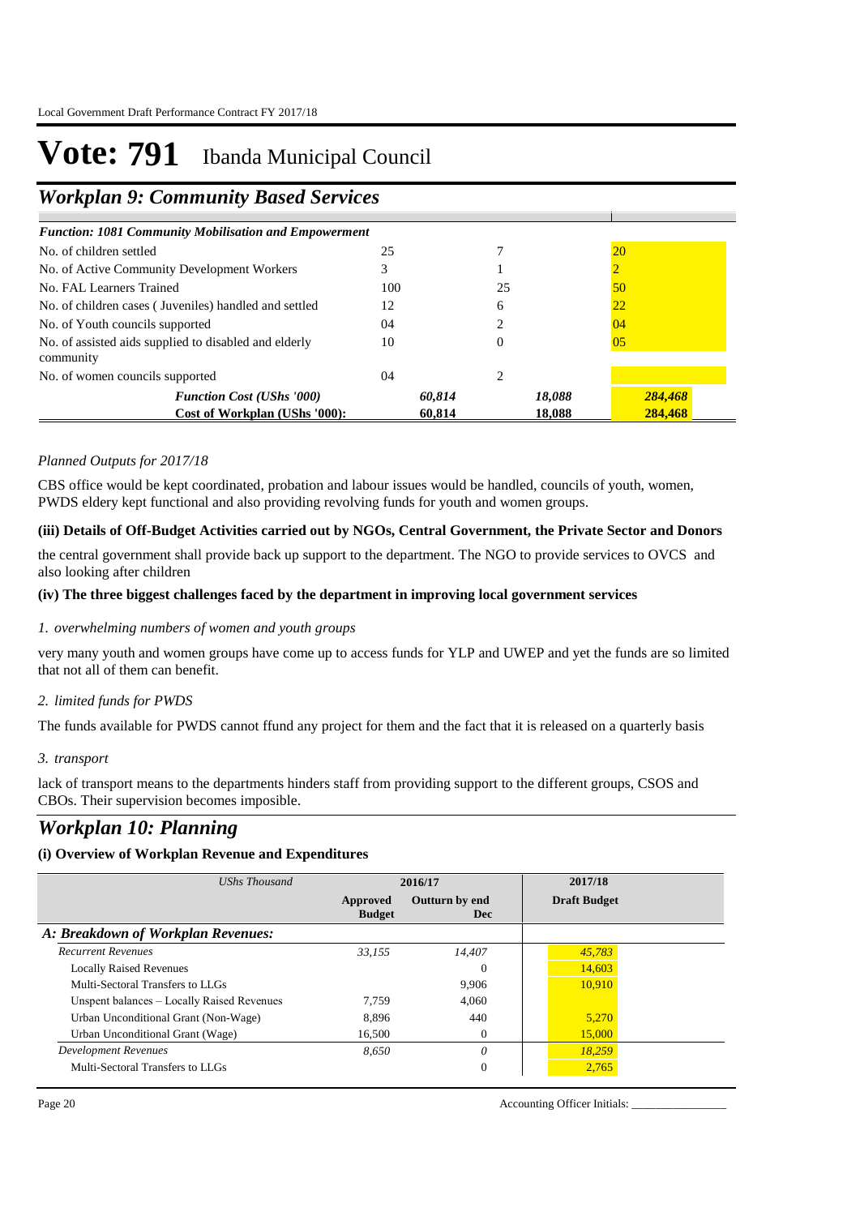# Vote: 791 Ibanda Municipal Council

## Workplan 9: Community Based Services

| *Function: 1081 Community Mobilisation and Empowerment* | | | |
|---|---|---|---|
| No. of children settled | 25 | 7 | 20 |
| No. of Active Community Development Workers | 3 | 1 | 2 |
| No. FAL Learners Trained | 100 | 25 | 50 |
| No. of children cases ( Juveniles) handled and settled | 12 | 6 | 22 |
| No. of Youth councils supported | 04 | 2 | 04 |
| No. of assisted aids supplied to disabled and elderly community | 10 | 0 | 05 |
| No. of women councils supported | 04 | 2 | |
| ***Function Cost (UShs '000)*** | ***60,814*** | ***18,088*** | ***284,468*** |
| **Cost of Workplan (UShs '000):** | **60,814** | **18,088** | **284,468** |

*Planned Outputs for 2017/18*

CBS office would be kept coordinated, probation and labour issues would be handled, councils of youth, women, PWDS eldery kept functional and also providing revolving funds for youth and women groups.

**(iii) Details of Off-Budget Activities carried out by NGOs, Central Government, the Private Sector and Donors**

the central government shall provide back up support to the department. The NGO to provide services to OVCS and also looking after children

**(iv) The three biggest challenges faced by the department in improving local government services**

*1. overwhelming numbers of women and youth groups*

very many youth and women groups have come up to access funds for YLP and UWEP and yet the funds are so limited that not all of them can benefit.

*2. limited funds for PWDS*

The funds available for PWDS cannot ffund any project for them and the fact that it is released on a quarterly basis

*3. transport*

lack of transport means to the departments hinders staff from providing support to the different groups, CSOS and CBOs. Their supervision becomes imposible.

## Workplan 10: Planning

**(i) Overview of Workplan Revenue and Expenditures**

| *UShs Thousand* | 2016/17 | | 2017/18 |
|---|---|---|---|
| | **Approved Budget** | **Outturn by end Dec** | **Draft Budget** |
| ***A: Breakdown of Workplan Revenues:*** | | | |
| *Recurrent Revenues* | *33,155* | *14,407* | *45,783* |
| Locally Raised Revenues | | 0 | 14,603 |
| Multi-Sectoral Transfers to LLGs | | 9,906 | 10,910 |
| Unspent balances – Locally Raised Revenues | 7,759 | 4,060 | |
| Urban Unconditional Grant (Non-Wage) | 8,896 | 440 | 5,270 |
| Urban Unconditional Grant (Wage) | 16,500 | 0 | 15,000 |
| *Development Revenues* | *8,650* | *0* | *18,259* |
| Multi-Sectoral Transfers to LLGs | | 0 | 2,765 |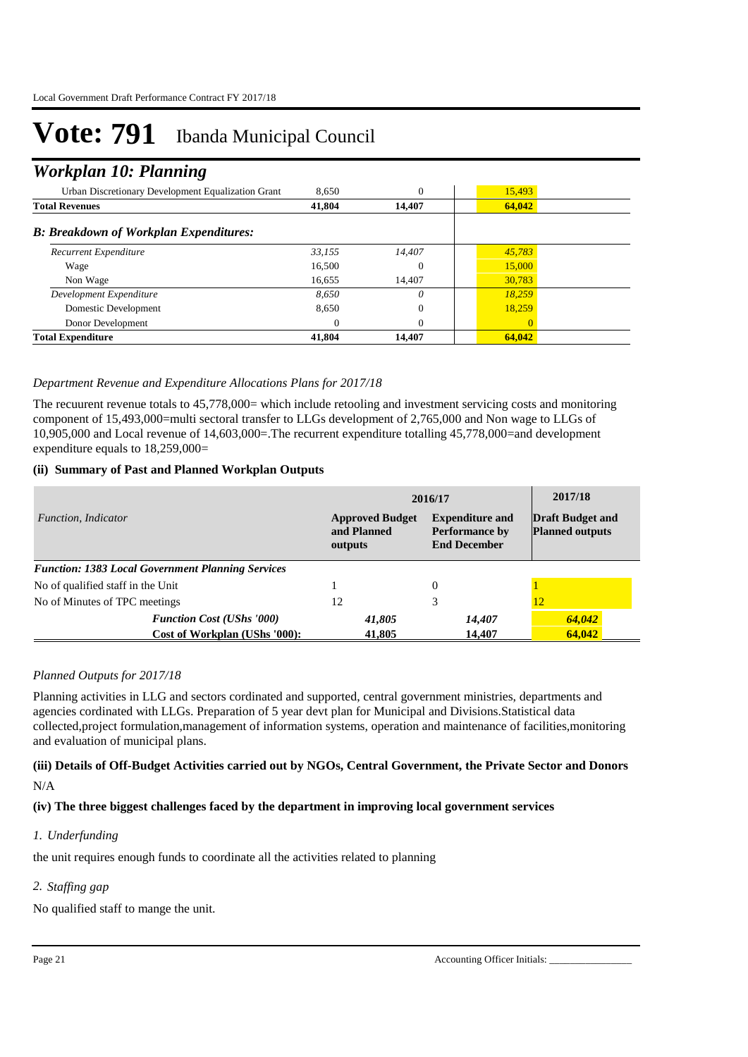# Vote: 791 Ibanda Municipal Council

## *Workplan 10: Planning*

| | | | |
|---|---|---|---|
| Urban Discretionary Development Equalization Grant | 8,650 | 0 | 15,493 |
| **Total Revenues** | **41,804** | **14,407** | **64,042** |
| ***B: Breakdown of Workplan Expenditures:*** | | | |
| *Recurrent Expenditure* | *33,155* | *14,407* | *45,783* |
| Wage | 16,500 | 0 | 15,000 |
| Non Wage | 16,655 | 14,407 | 30,783 |
| *Development Expenditure* | *8,650* | *0* | *18,259* |
| Domestic Development | 8,650 | 0 | 18,259 |
| Donor Development | 0 | 0 | 0 |
| **Total Expenditure** | **41,804** | **14,407** | **64,042** |

*Department Revenue and Expenditure Allocations Plans for 2017/18*

The recuurent revenue totals to 45,778,000= which include retooling and investment servicing costs and monitoring component of 15,493,000=multi sectoral transfer to LLGs development of 2,765,000 and Non wage to LLGs of 10,905,000 and Local revenue of 14,603,000=.The recurrent expenditure totalling 45,778,000=and development expenditure equals to 18,259,000=

#### (ii) Summary of Past and Planned Workplan Outputs

| *Function, Indicator* | 2016/17 | | 2017/18 |
|---|---|---|---|
| | **Approved Budget and Planned outputs** | **Expenditure and Performance by End December** | **Draft Budget and Planned outputs** |
| ***Function: 1383 Local Government Planning Services*** | | | |
| No of qualified staff in the Unit | 1 | 0 | 1 |
| No of Minutes of TPC meetings | 12 | 3 | 12 |
| ***Function Cost (UShs '000)*** | ***41,805*** | ***14,407*** | ***64,042*** |
| **Cost of Workplan (UShs '000):** | **41,805** | **14,407** | **64,042** |

*Planned Outputs for 2017/18*

Planning activities in LLG and sectors cordinated and supported, central government ministries, departments and agencies cordinated with LLGs. Preparation of 5 year devt plan for Municipal and Divisions.Statistical data collected,project formulation,management of information systems, operation and maintenance of facilities,monitoring and evaluation of municipal plans.

#### (iii) Details of Off-Budget Activities carried out by NGOs, Central Government, the Private Sector and Donors

N/A

#### (iv) The three biggest challenges faced by the department in improving local government services

*1. Underfunding*

the unit requires enough funds to coordinate all the activities related to planning

*2. Staffing gap*

No qualified staff to mange the unit.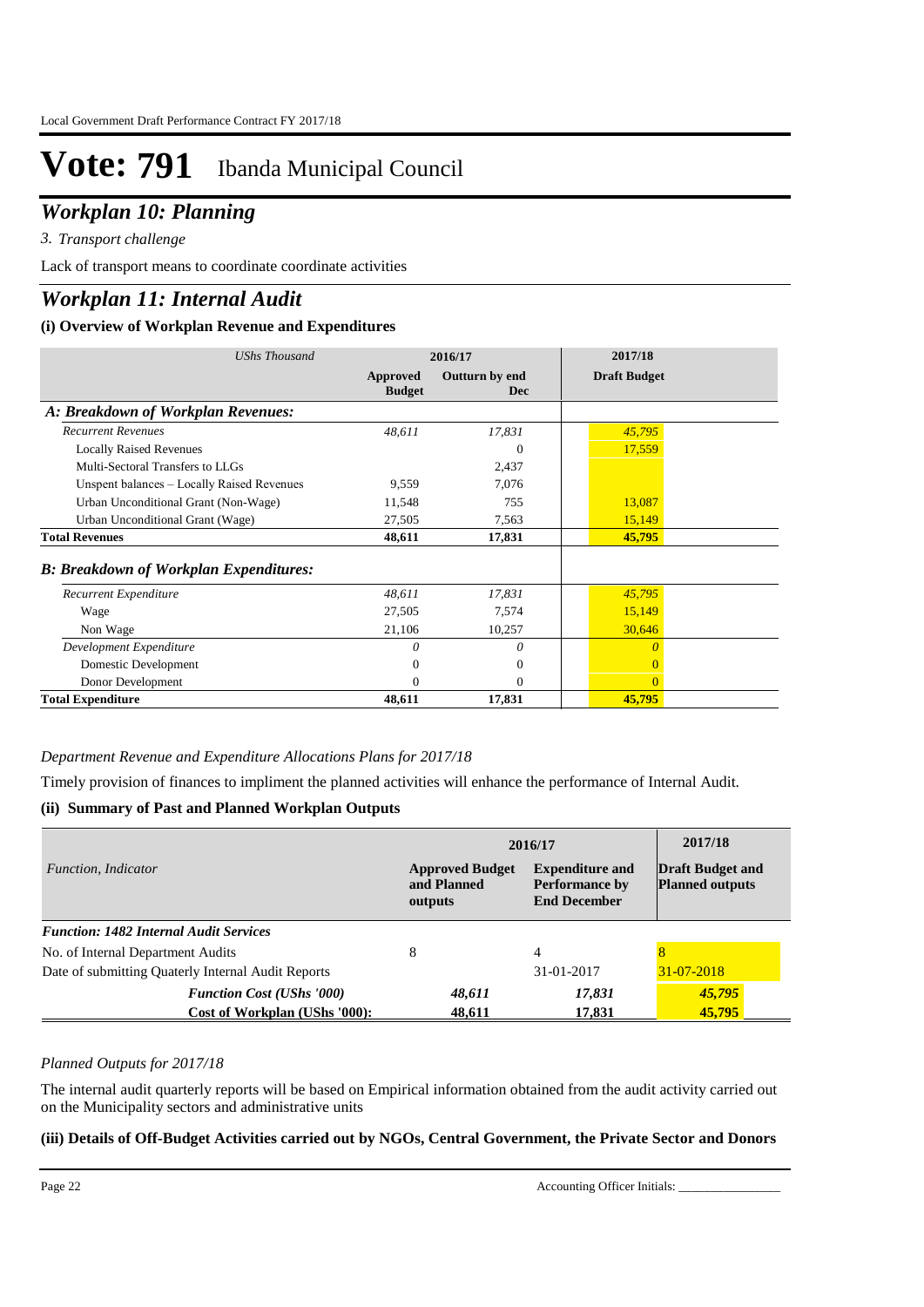# Vote: 791 Ibanda Municipal Council

## *Workplan 10: Planning*

*3. Transport challenge*

Lack of transport means to coordinate coordinate activities

## *Workplan 11: Internal Audit*

### (i) Overview of Workplan Revenue and Expenditures

| *UShs Thousand* | 2016/17 | | 2017/18 |
|---|---|---|---|
| | **Approved Budget** | **Outturn by end Dec** | **Draft Budget** |
| ***A: Breakdown of Workplan Revenues:*** | | | |
| *Recurrent Revenues* | *48,611* | *17,831* | *45,795* |
| Locally Raised Revenues | | 0 | 17,559 |
| Multi-Sectoral Transfers to LLGs | | 2,437 | |
| Unspent balances – Locally Raised Revenues | 9,559 | 7,076 | |
| Urban Unconditional Grant (Non-Wage) | 11,548 | 755 | 13,087 |
| Urban Unconditional Grant (Wage) | 27,505 | 7,563 | 15,149 |
| **Total Revenues** | **48,611** | **17,831** | **45,795** |
| ***B: Breakdown of Workplan Expenditures:*** | | | |
| *Recurrent Expenditure* | *48,611* | *17,831* | *45,795* |
| Wage | 27,505 | 7,574 | 15,149 |
| Non Wage | 21,106 | 10,257 | 30,646 |
| *Development Expenditure* | *0* | *0* | *0* |
| Domestic Development | 0 | 0 | 0 |
| Donor Development | 0 | 0 | 0 |
| **Total Expenditure** | **48,611** | **17,831** | **45,795** |

*Department Revenue and Expenditure Allocations Plans for 2017/18*

Timely provision of finances to impliment the planned activities will enhance the performance of Internal Audit.

### (ii) Summary of Past and Planned Workplan Outputs

| *Function, Indicator* | 2016/17 | | 2017/18 |
|---|---|---|---|
| | **Approved Budget and Planned outputs** | **Expenditure and Performance by End December** | **Draft Budget and Planned outputs** |
| ***Function: 1482 Internal Audit Services*** | | | |
| No. of Internal Department Audits | 8 | 4 | 8 |
| Date of submitting Quaterly Internal Audit Reports | | 31-01-2017 | 31-07-2018 |
| ***Function Cost (UShs '000)*** | ***48,611*** | ***17,831*** | ***45,795*** |
| **Cost of Workplan (UShs '000):** | **48,611** | **17,831** | **45,795** |

*Planned Outputs for 2017/18*

The internal audit quarterly reports will be based on Empirical information obtained from the audit activity carried out on the Municipality sectors and administrative units

### (iii) Details of Off-Budget Activities carried out by NGOs, Central Government, the Private Sector and Donors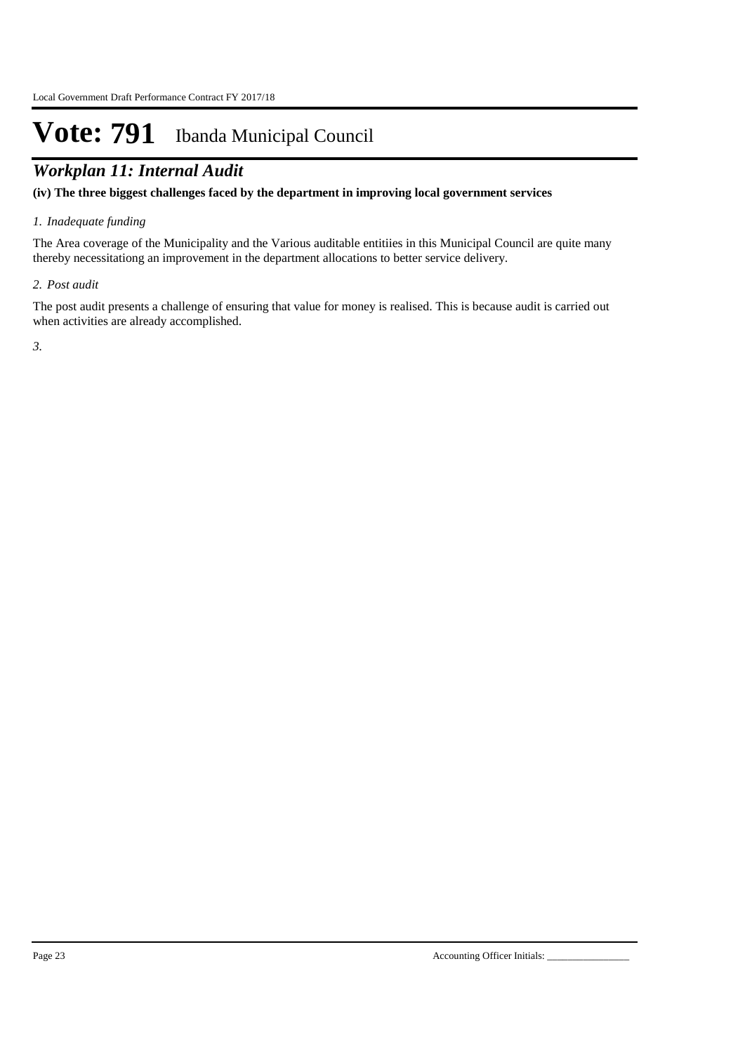# Vote: 791 Ibanda Municipal Council

## *Workplan 11: Internal Audit*

**(iv) The three biggest challenges faced by the department in improving local government services**

*1. Inadequate funding*

The Area coverage of the Municipality and the Various auditable entitiies in this Municipal Council are quite many thereby necessitationg an improvement in the department allocations to better service delivery.

*2. Post audit*

The post audit presents a challenge of ensuring that value for money is realised. This is because audit is carried out when activities are already accomplished.

*3.*

Accounting Officer Initials: ________________